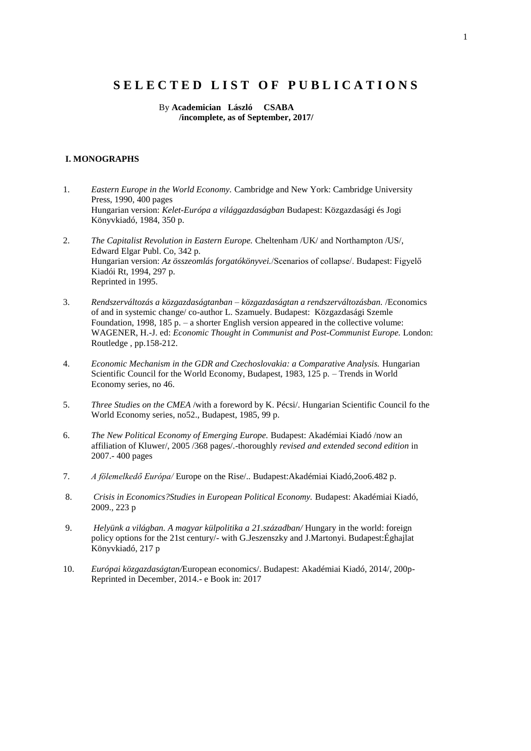# S E L E C T E D   L I S T   O F   P U B L I C A T I O N S

By **Academician László CSABA**
**/incomplete, as of September, 2017/**

## I. MONOGRAPHS

1. *Eastern Europe in the World Economy.* Cambridge and New York: Cambridge University Press, 1990, 400 pages
   Hungarian version: *Kelet-Európa a világgazdaságban* Budapest: Közgazdasági és Jogi Könyvkiadó, 1984, 350 p.

2. *The Capitalist Revolution in Eastern Europe.* Cheltenham /UK/ and Northampton /US/, Edward Elgar Publ. Co, 342 p.
   Hungarian version: *Az összeomlás forgatókönyvei.*/Scenarios of collapse/. Budapest: Figyelő Kiadói Rt, 1994, 297 p.
   Reprinted in 1995.

3. *Rendszerváltozás a közgazdaságtanban – közgazdaságtan a rendszerváltozásban.* /Economics of and in systemic change/ co-author L. Szamuely. Budapest: Közgazdasági Szemle Foundation, 1998, 185 p. – a shorter English version appeared in the collective volume: WAGENER, H.-J. ed: *Economic Thought in Communist and Post-Communist Europe.* London: Routledge , pp.158-212.

4. *Economic Mechanism in the GDR and Czechoslovakia: a Comparative Analysis.* Hungarian Scientific Council for the World Economy, Budapest, 1983, 125 p. – Trends in World Economy series, no 46.

5. *Three Studies on the CMEA* /with a foreword by K. Pécsi/. Hungarian Scientific Council fo the World Economy series, no52., Budapest, 1985, 99 p.

6. *The New Political Economy of Emerging Europe.* Budapest: Akadémiai Kiadó /now an affiliation of Kluwer/, 2005 /368 pages/.-thoroughly *revised and extended second edition* in 2007.- 400 pages

7. *A fölemelkedő Európa/* Europe on the Rise/.. Budapest:Akadémiai Kiadó,2oo6.482 p.

8. *Crisis in Economics?Studies in European Political Economy.* Budapest: Akadémiai Kiadó, 2009., 223 p

9. *Helyünk a világban. A magyar külpolitika a 21.században/* Hungary in the world: foreign policy options for the 21st century/- with G.Jeszenszky and J.Martonyi. Budapest:Éghajlat Könyvkiadó, 217 p

10. *Európai közgazdaságtan/*European economics/. Budapest: Akadémiai Kiadó, 2014/, 200p- Reprinted in December, 2014.- e Book in: 2017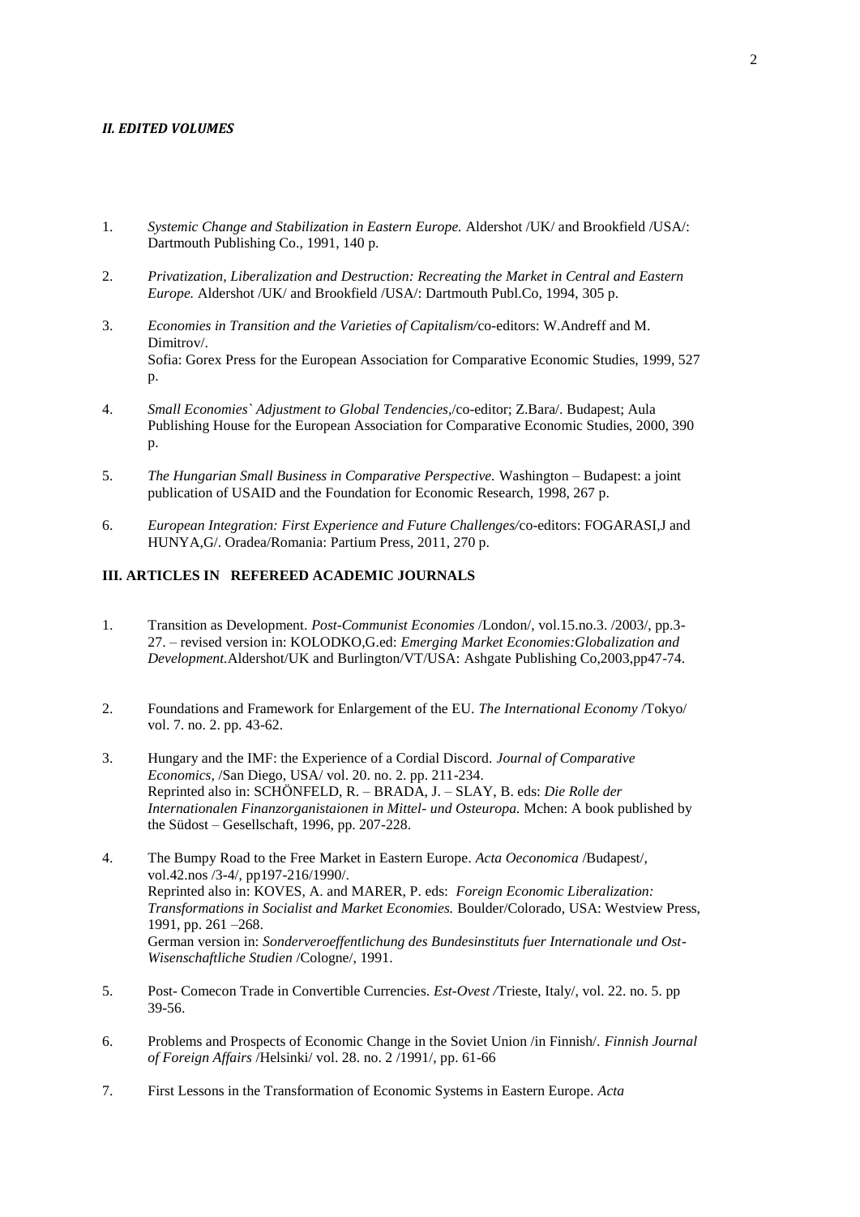### *II. EDITED VOLUMES*

1. *Systemic Change and Stabilization in Eastern Europe.* Aldershot /UK/ and Brookfield /USA/: Dartmouth Publishing Co., 1991, 140 p.

2. *Privatization, Liberalization and Destruction: Recreating the Market in Central and Eastern Europe.* Aldershot /UK/ and Brookfield /USA/: Dartmouth Publ.Co, 1994, 305 p.

3. *Economies in Transition and the Varieties of Capitalism/*co-editors: W.Andreff and M. Dimitrov/. Sofia: Gorex Press for the European Association for Comparative Economic Studies, 1999, 527 p.

4. *Small Economies` Adjustment to Global Tendencies,*/co-editor; Z.Bara/. Budapest; Aula Publishing House for the European Association for Comparative Economic Studies, 2000, 390 p.

5. *The Hungarian Small Business in Comparative Perspective.* Washington – Budapest: a joint publication of USAID and the Foundation for Economic Research, 1998, 267 p.

6. *European Integration: First Experience and Future Challenges/*co-editors: FOGARASI,J and HUNYA,G/. Oradea/Romania: Partium Press, 2011, 270 p.

### III. ARTICLES IN REFEREED ACADEMIC JOURNALS

1. Transition as Development. *Post-Communist Economies* /London/, vol.15.no.3. /2003/, pp.3-27. – revised version in: KOLODKO,G.ed: *Emerging Market Economies:Globalization and Development.*Aldershot/UK and Burlington/VT/USA: Ashgate Publishing Co,2003,pp47-74.

2. Foundations and Framework for Enlargement of the EU. *The International Economy* /Tokyo/ vol. 7. no. 2. pp. 43-62.

3. Hungary and the IMF: the Experience of a Cordial Discord. *Journal of Comparative Economics,* /San Diego, USA/ vol. 20. no. 2. pp. 211-234. Reprinted also in: SCHÖNFELD, R. – BRADA, J. – SLAY, B. eds: *Die Rolle der Internationalen Finanzorganistaionen in Mittel- und Osteuropa.* Mchen: A book published by the Südost – Gesellschaft, 1996, pp. 207-228.

4. The Bumpy Road to the Free Market in Eastern Europe. *Acta Oeconomica* /Budapest/, vol.42.nos /3-4/, pp197-216/1990/. Reprinted also in: KOVES, A. and MARER, P. eds: *Foreign Economic Liberalization: Transformations in Socialist and Market Economies.* Boulder/Colorado, USA: Westview Press, 1991, pp. 261 –268. German version in: *Sonderveroeffentlichung des Bundesinstituts fuer Internationale und Ost-Wisenschaftliche Studien* /Cologne/, 1991.

5. Post- Comecon Trade in Convertible Currencies. *Est-Ovest /*Trieste, Italy/, vol. 22. no. 5. pp 39-56.

6. Problems and Prospects of Economic Change in the Soviet Union /in Finnish/. *Finnish Journal of Foreign Affairs* /Helsinki/ vol. 28. no. 2 /1991/, pp. 61-66

7. First Lessons in the Transformation of Economic Systems in Eastern Europe. *Acta*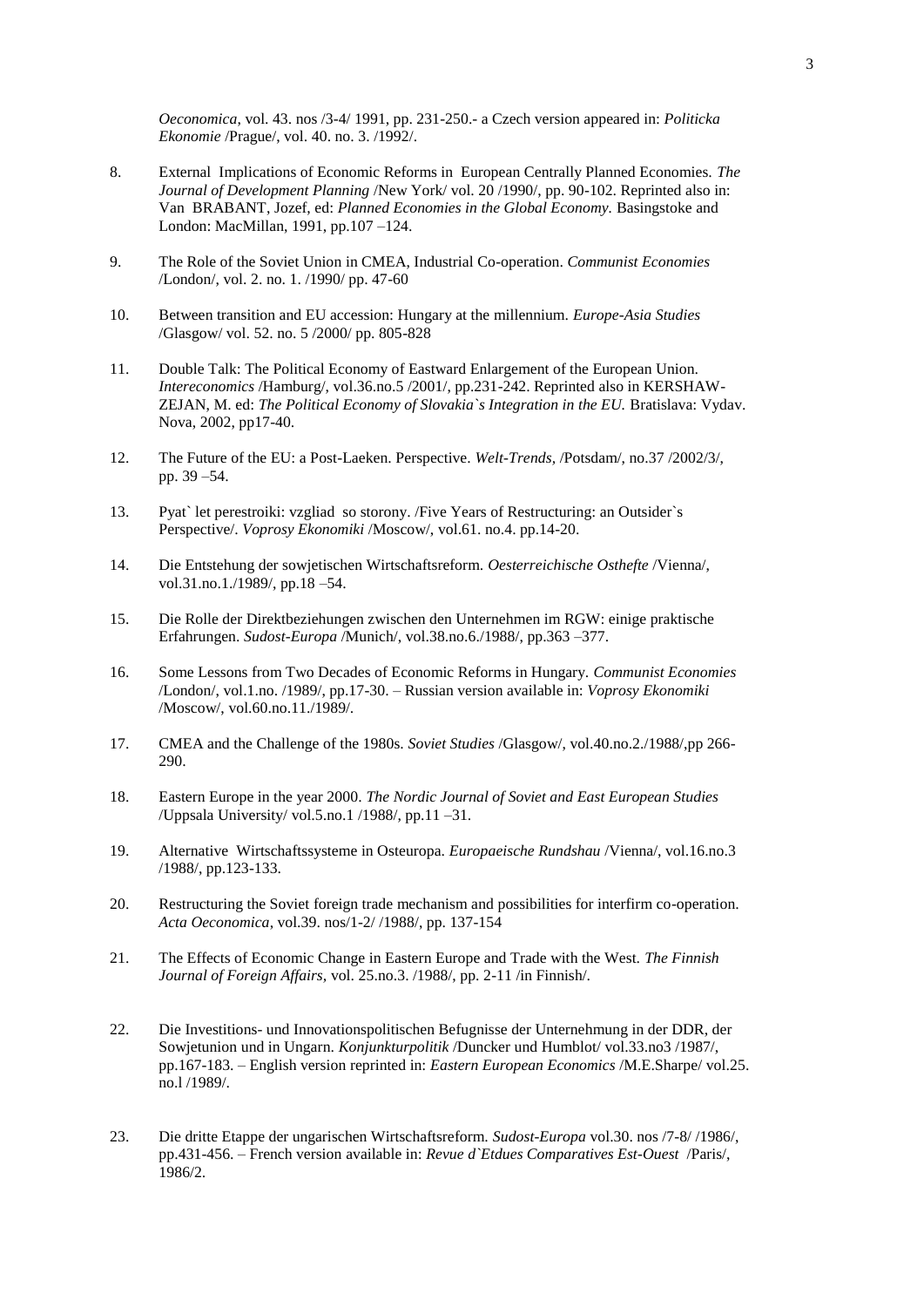*Oeconomica*, vol. 43. nos /3-4/ 1991, pp. 231-250.- a Czech version appeared in: *Politicka Ekonomie* /Prague/, vol. 40. no. 3. /1992/.

8. External Implications of Economic Reforms in European Centrally Planned Economies. *The Journal of Development Planning* /New York/ vol. 20 /1990/, pp. 90-102. Reprinted also in: Van BRABANT, Jozef, ed: *Planned Economies in the Global Economy.* Basingstoke and London: MacMillan, 1991, pp.107 –124.

9. The Role of the Soviet Union in CMEA, Industrial Co-operation. *Communist Economies* /London/, vol. 2. no. 1. /1990/ pp. 47-60

10. Between transition and EU accession: Hungary at the millennium. *Europe-Asia Studies* /Glasgow/ vol. 52. no. 5 /2000/ pp. 805-828

11. Double Talk: The Political Economy of Eastward Enlargement of the European Union. *Intereconomics* /Hamburg/, vol.36.no.5 /2001/, pp.231-242. Reprinted also in KERSHAW-ZEJAN, M. ed: *The Political Economy of Slovakia`s Integration in the EU.* Bratislava: Vydav. Nova, 2002, pp17-40.

12. The Future of the EU: a Post-Laeken. Perspective. *Welt-Trends,* /Potsdam/, no.37 /2002/3/, pp. 39 –54.

13. Pyat` let perestroiki: vzgliad so storony. /Five Years of Restructuring: an Outsider`s Perspective/. *Voprosy Ekonomiki* /Moscow/, vol.61. no.4. pp.14-20.

14. Die Entstehung der sowjetischen Wirtschaftsreform. *Oesterreichische Osthefte* /Vienna/, vol.31.no.1./1989/, pp.18 –54.

15. Die Rolle der Direktbeziehungen zwischen den Unternehmen im RGW: einige praktische Erfahrungen. *Sudost-Europa* /Munich/, vol.38.no.6./1988/, pp.363 –377.

16. Some Lessons from Two Decades of Economic Reforms in Hungary. *Communist Economies* /London/, vol.1.no. /1989/, pp.17-30. – Russian version available in: *Voprosy Ekonomiki* /Moscow/, vol.60.no.11./1989/.

17. CMEA and the Challenge of the 1980s. *Soviet Studies* /Glasgow/, vol.40.no.2./1988/,pp 266-290.

18. Eastern Europe in the year 2000. *The Nordic Journal of Soviet and East European Studies* /Uppsala University/ vol.5.no.1 /1988/, pp.11 –31.

19. Alternative Wirtschaftssysteme in Osteuropa. *Europaeische Rundshau* /Vienna/, vol.16.no.3 /1988/, pp.123-133.

20. Restructuring the Soviet foreign trade mechanism and possibilities for interfirm co-operation. *Acta Oeconomica*, vol.39. nos/1-2/ /1988/, pp. 137-154

21. The Effects of Economic Change in Eastern Europe and Trade with the West. *The Finnish Journal of Foreign Affairs,* vol. 25.no.3. /1988/, pp. 2-11 /in Finnish/.

22. Die Investitions- und Innovationspolitischen Befugnisse der Unternehmung in der DDR, der Sowjetunion und in Ungarn. *Konjunkturpolitik* /Duncker und Humblot/ vol.33.no3 /1987/, pp.167-183. – English version reprinted in: *Eastern European Economics* /M.E.Sharpe/ vol.25. no.l /1989/.

23. Die dritte Etappe der ungarischen Wirtschaftsreform. *Sudost-Europa* vol.30. nos /7-8/ /1986/, pp.431-456. – French version available in: *Revue d`Etdues Comparatives Est-Ouest* /Paris/, 1986/2.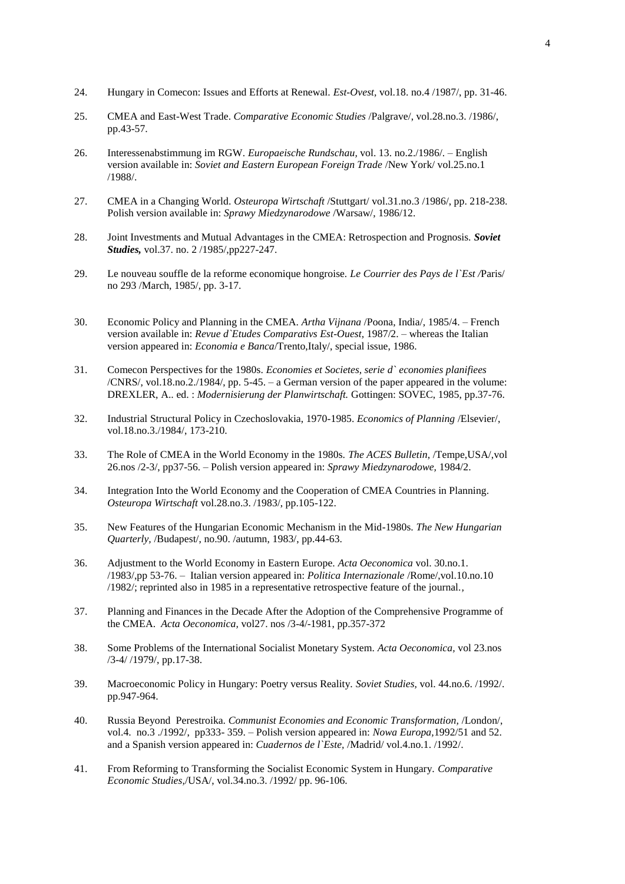24. Hungary in Comecon: Issues and Efforts at Renewal. *Est-Ovest*, vol.18. no.4 /1987/, pp. 31-46.

25. CMEA and East-West Trade. *Comparative Economic Studies* /Palgrave/, vol.28.no.3. /1986/, pp.43-57.

26. Interessenabstimmung im RGW. *Europaeische Rundschau,* vol. 13. no.2./1986/. – English version available in: *Soviet and Eastern European Foreign Trade* /New York/ vol.25.no.1 /1988/.

27. CMEA in a Changing World. *Osteuropa Wirtschaft* /Stuttgart/ vol.31.no.3 /1986/, pp. 218-238. Polish version available in: *Sprawy Miedzynarodowe* /Warsaw/, 1986/12.

28. Joint Investments and Mutual Advantages in the CMEA: Retrospection and Prognosis. ***Soviet Studies,*** vol.37. no. 2 /1985/,pp227-247.

29. Le nouveau souffle de la reforme economique hongroise. *Le Courrier des Pays de l`Est /*Paris/ no 293 /March, 1985/, pp. 3-17.

30. Economic Policy and Planning in the CMEA. *Artha Vijnana* /Poona, India/, 1985/4. – French version available in: *Revue d`Etudes Comparativs Est-Ouest,* 1987/2. – whereas the Italian version appeared in: *Economia e Banca*/Trento,Italy/, special issue, 1986.

31. Comecon Perspectives for the 1980s. *Economies et Societes, serie d` economies planifiees* /CNRS/, vol.18.no.2./1984/, pp. 5-45. – a German version of the paper appeared in the volume: DREXLER, A.. ed. : *Modernisierung der Planwirtschaft.* Gottingen: SOVEC, 1985, pp.37-76.

32. Industrial Structural Policy in Czechoslovakia, 1970-1985. *Economics of Planning* /Elsevier/, vol.18.no.3./1984/, 173-210.

33. The Role of CMEA in the World Economy in the 1980s. *The ACES Bulletin,* /Tempe,USA/,vol 26.nos /2-3/, pp37-56. – Polish version appeared in: *Sprawy Miedzynarodowe,* 1984/2.

34. Integration Into the World Economy and the Cooperation of CMEA Countries in Planning. *Osteuropa Wirtschaft* vol.28.no.3. /1983/, pp.105-122.

35. New Features of the Hungarian Economic Mechanism in the Mid-1980s. *The New Hungarian Quarterly,* /Budapest/, no.90. /autumn, 1983/, pp.44-63.

36. Adjustment to the World Economy in Eastern Europe. *Acta Oeconomica* vol. 30.no.1. /1983/,pp 53-76. – Italian version appeared in: *Politica Internazionale* /Rome/,vol.10.no.10 /1982/; reprinted also in 1985 in a representative retrospective feature of the journal.*,*

37. Planning and Finances in the Decade After the Adoption of the Comprehensive Programme of the CMEA. *Acta Oeconomica,* vol27. nos /3-4/-1981, pp.357-372

38. Some Problems of the International Socialist Monetary System. *Acta Oeconomica,* vol 23.nos /3-4/ /1979/, pp.17-38.

39. Macroeconomic Policy in Hungary: Poetry versus Reality. *Soviet Studies,* vol. 44.no.6. /1992/. pp.947-964.

40. Russia Beyond Perestroika. *Communist Economies and Economic Transformation,* /London/, vol.4. no.3 ./1992/, pp333- 359. – Polish version appeared in: *Nowa Europa,*1992/51 and 52. and a Spanish version appeared in: *Cuadernos de l`Este,* /Madrid/ vol.4.no.1. /1992/.

41. From Reforming to Transforming the Socialist Economic System in Hungary. *Comparative Economic Studies,*/USA/, vol.34.no.3. /1992/ pp. 96-106.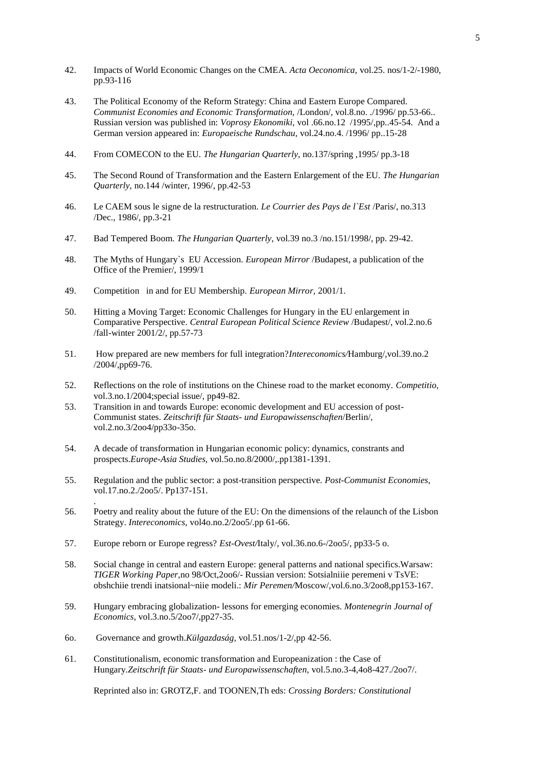42. Impacts of World Economic Changes on the CMEA. *Acta Oeconomica*, vol.25. nos/1-2/-1980, pp.93-116

43. The Political Economy of the Reform Strategy: China and Eastern Europe Compared. *Communist Economies and Economic Transformation*, /London/, vol.8.no. ./1996/ pp.53-66.. Russian version was published in: *Voprosy Ekonomiki*, vol .66.no.12 /1995/,pp..45-54. And a German version appeared in: *Europaeische Rundschau*, vol.24.no.4. /1996/ pp..15-28

44. From COMECON to the EU. *The Hungarian Quarterly*, no.137/spring ,1995/ pp.3-18

45. The Second Round of Transformation and the Eastern Enlargement of the EU. *The Hungarian Quarterly*, no.144 /winter, 1996/, pp.42-53

46. Le CAEM sous le signe de la restructuration. *Le Courrier des Pays de l`Est* /Paris/, no.313 /Dec., 1986/, pp.3-21

47. Bad Tempered Boom. *The Hungarian Quarterly*, vol.39 no.3 /no.151/1998/, pp. 29-42.

48. The Myths of Hungary`s EU Accession. *European Mirror* /Budapest, a publication of the Office of the Premier/, 1999/1

49. Competition in and for EU Membership. *European Mirror*, 2001/1.

50. Hitting a Moving Target: Economic Challenges for Hungary in the EU enlargement in Comparative Perspective. *Central European Political Science Review* /Budapest/, vol.2.no.6 /fall-winter 2001/2/, pp.57-73

51. How prepared are new members for full integration?*Intereconomics/*Hamburg/,vol.39.no.2 /2004/,pp69-76.

52. Reflections on the role of institutions on the Chinese road to the market economy. *Competitio*, vol.3.no.1/2004;special issue/, pp49-82.

53. Transition in and towards Europe: economic development and EU accession of post-Communist states. *Zeitschrift für Staats- und Europawissenschaften*/Berlin/, vol.2.no.3/2oo4/pp33o-35o.

54. A decade of transformation in Hungarian economic policy: dynamics, constrants and prospects.*Europe-Asia Studies*, vol.5o.no.8/2000/,.pp1381-1391.

55. Regulation and the public sector: a post-transition perspective. *Post-Communist Economies*, vol.17.no.2./2oo5/. Pp137-151.

56. Poetry and reality about the future of the EU: On the dimensions of the relaunch of the Lisbon Strategy. *Intereconomics*, vol4o.no.2/2oo5/.pp 61-66.

57. Europe reborn or Europe regress? *Est-Ovest/*Italy/, vol.36.no.6-/2oo5/, pp33-5 o.

58. Social change in central and eastern Europe: general patterns and national specifics.Warsaw: *TIGER Working Paper*,no 98/Oct,2oo6/- Russian version: Sotsialniiie peremeni v TsVE: obshchiie trendi inatsional~niie modeli.: *Mir Peremen/*Moscow/,vol.6.no.3/2oo8,pp153-167.

59. Hungary embracing globalization- lessons for emerging economies. *Montenegrin Journal of Economics*, vol.3.no.5/2oo7/,pp27-35.

6o. Governance and growth.*Külgazdaság*, vol.51.nos/1-2/,pp 42-56.

61. Constitutionalism, economic transformation and Europeanization : the Case of Hungary.*Zeitschrift für Staats- und Europawissenschaften*, vol.5.no.3-4,4o8-427./2oo7/.

    Reprinted also in: GROTZ,F. and TOONEN,Th eds: *Crossing Borders: Constitutional*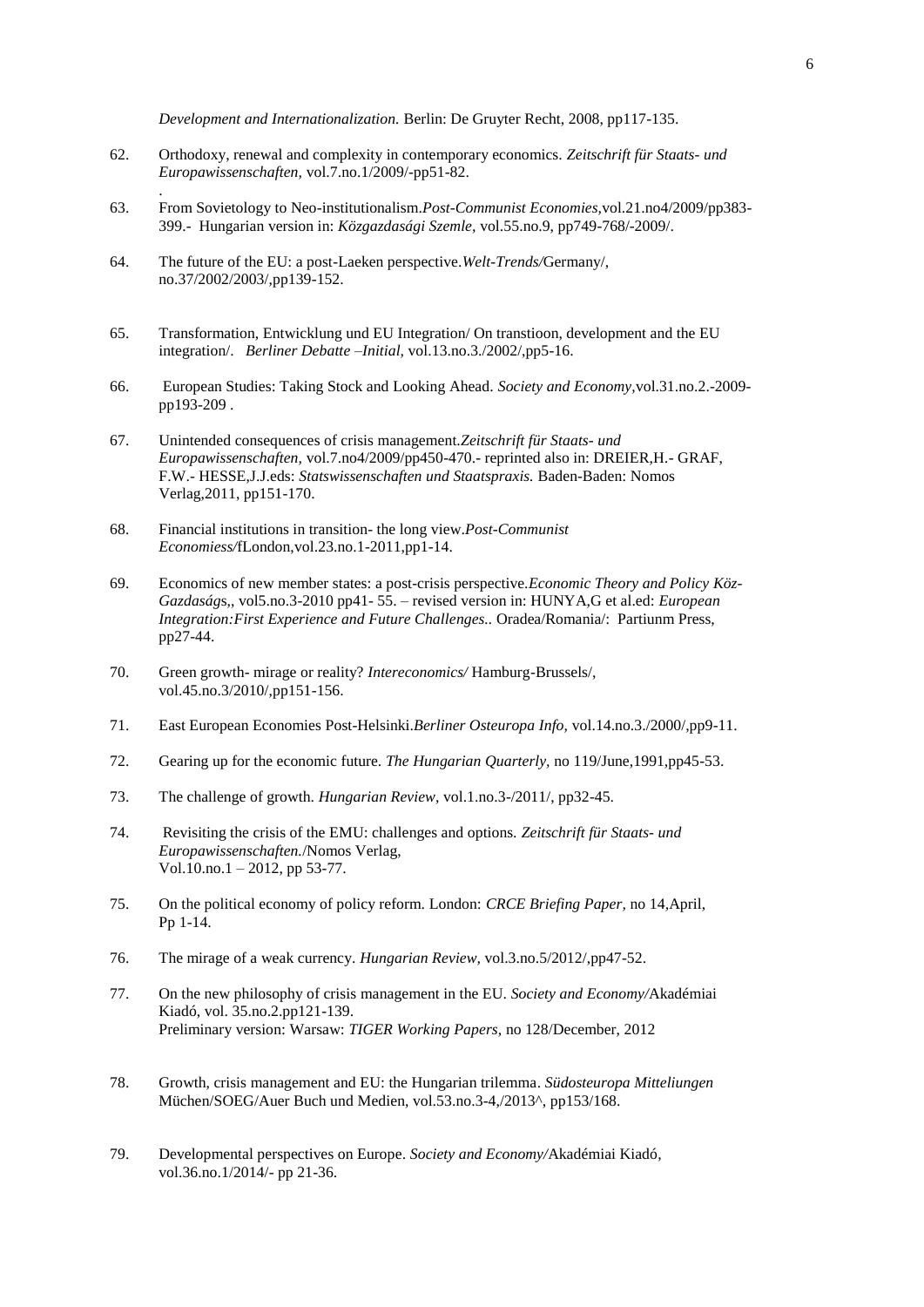*Development and Internationalization.* Berlin: De Gruyter Recht, 2008, pp117-135.

62. Orthodoxy, renewal and complexity in contemporary economics. *Zeitschrift für Staats- und Europawissenschaften,* vol.7.no.1/2009/-pp51-82.
.
63. From Sovietology to Neo-institutionalism.*Post-Communist Economies,*vol.21.no4/2009/pp383-399.- Hungarian version in: *Közgazdasági Szemle,* vol.55.no.9, pp749-768/-2009/.

64. The future of the EU: a post-Laeken perspective.*Welt-Trends/*Germany/, no.37/2002/2003/,pp139-152.

65. Transformation, Entwicklung und EU Integration/ On transtioon, development and the EU integration/. *Berliner Debatte –Initial,* vol.13.no.3./2002/,pp5-16.

66. European Studies: Taking Stock and Looking Ahead. *Society and Economy,*vol.31.no.2.-2009-pp193-209 .

67. Unintended consequences of crisis management.*Zeitschrift für Staats- und Europawissenschaften,* vol.7.no4/2009/pp450-470.- reprinted also in: DREIER,H.- GRAF, F.W.- HESSE,J.J.eds: *Statswissenschaften und Staatspraxis.* Baden-Baden: Nomos Verlag,2011, pp151-170.

68. Financial institutions in transition- the long view.*Post-Communist Economiess/*fLondon,vol.23.no.1-2011,pp1-14.

69. Economics of new member states: a post-crisis perspective.*Economic Theory and Policy Köz-Gazdaság*s,, vol5.no.3-2010 pp41- 55. – revised version in: HUNYA,G et al.ed: *European Integration:First Experience and Future Challenges..* Oradea/Romania/: Partiunm Press, pp27-44.

70. Green growth- mirage or reality? *Intereconomics/* Hamburg-Brussels/, vol.45.no.3/2010/,pp151-156.

71. East European Economies Post-Helsinki.*Berliner Osteuropa Info,* vol.14.no.3./2000/,pp9-11.

72. Gearing up for the economic future. *The Hungarian Quarterly,* no 119/June,1991,pp45-53.

73. The challenge of growth. *Hungarian Review,* vol.1.no.3-/2011/, pp32-45.

74. Revisiting the crisis of the EMU: challenges and options. *Zeitschrift für Staats- und Europawissenschaften.*/Nomos Verlag, Vol.10.no.1 – 2012, pp 53-77.

75. On the political economy of policy reform. London: *CRCE Briefing Paper,* no 14,April, Pp 1-14.

76. The mirage of a weak currency. *Hungarian Review,* vol.3.no.5/2012/,pp47-52.

77. On the new philosophy of crisis management in the EU. *Society and Economy/*Akadémiai Kiadó, vol. 35.no.2.pp121-139.
Preliminary version: Warsaw: *TIGER Working Papers,* no 128/December, 2012

78. Growth, crisis management and EU: the Hungarian trilemma. *Südosteuropa Mitteliungen* Müchen/SOEG/Auer Buch und Medien, vol.53.no.3-4,/2013^, pp153/168.

79. Developmental perspectives on Europe. *Society and Economy/*Akadémiai Kiadó, vol.36.no.1/2014/- pp 21-36.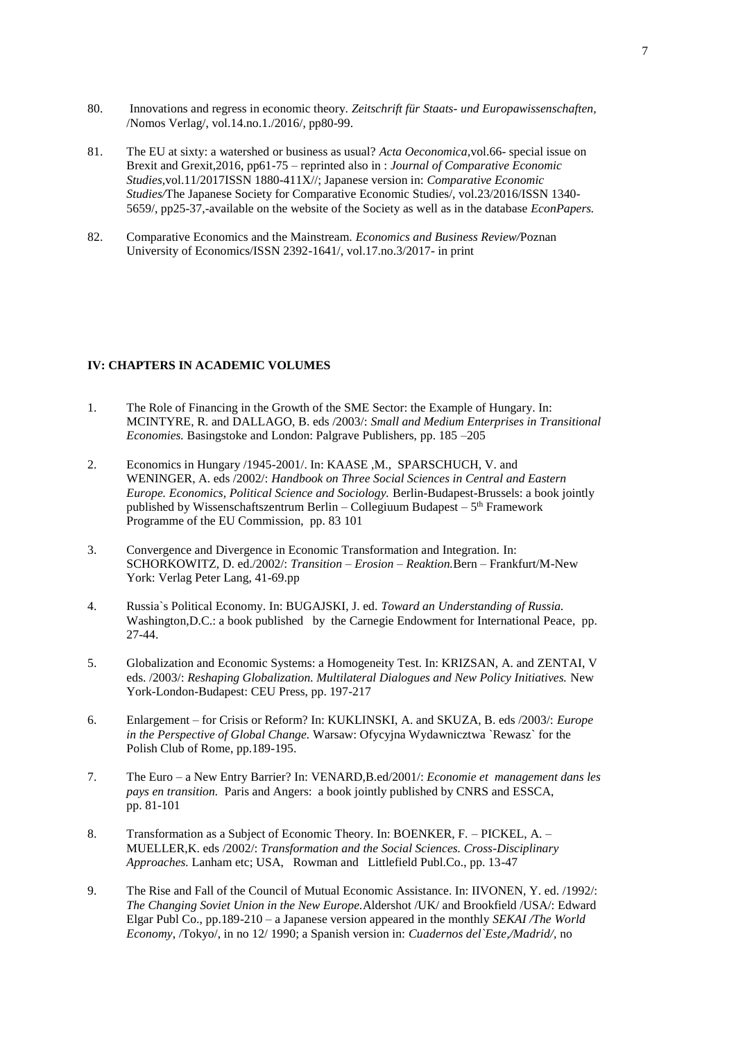80. Innovations and regress in economic theory. *Zeitschrift für Staats- und Europawissenschaften,* /Nomos Verlag/, vol.14.no.1./2016/, pp80-99.

81. The EU at sixty: a watershed or business as usual? *Acta Oeconomica,*vol.66- special issue on Brexit and Grexit,2016, pp61-75 – reprinted also in : *Journal of Comparative Economic Studies,*vol.11/2017ISSN 1880-411X//; Japanese version in: *Comparative Economic Studies/*The Japanese Society for Comparative Economic Studies/, vol.23/2016/ISSN 1340-5659/, pp25-37,-available on the website of the Society as well as in the database *EconPapers.*

82. Comparative Economics and the Mainstream. *Economics and Business Review/*Poznan University of Economics/ISSN 2392-1641/, vol.17.no.3/2017- in print

**IV: CHAPTERS IN ACADEMIC VOLUMES**

1. The Role of Financing in the Growth of the SME Sector: the Example of Hungary. In: MCINTYRE, R. and DALLAGO, B. eds /2003/: *Small and Medium Enterprises in Transitional Economies.* Basingstoke and London: Palgrave Publishers, pp. 185 –205

2. Economics in Hungary /1945-2001/. In: KAASE ,M., SPARSCHUCH, V. and WENINGER, A. eds /2002/: *Handbook on Three Social Sciences in Central and Eastern Europe. Economics, Political Science and Sociology.* Berlin-Budapest-Brussels: a book jointly published by Wissenschaftszentrum Berlin – Collegiuum Budapest – 5th Framework Programme of the EU Commission, pp. 83 101

3. Convergence and Divergence in Economic Transformation and Integration. In: SCHORKOWITZ, D. ed./2002/: *Transition – Erosion – Reaktion.*Bern – Frankfurt/M-New York: Verlag Peter Lang, 41-69.pp

4. Russia`s Political Economy. In: BUGAJSKI, J. ed. *Toward an Understanding of Russia.* Washington,D.C.: a book published by the Carnegie Endowment for International Peace, pp. 27-44.

5. Globalization and Economic Systems: a Homogeneity Test. In: KRIZSAN, A. and ZENTAI, V eds. /2003/: *Reshaping Globalization. Multilateral Dialogues and New Policy Initiatives.* New York-London-Budapest: CEU Press, pp. 197-217

6. Enlargement – for Crisis or Reform? In: KUKLINSKI, A. and SKUZA, B. eds /2003/: *Europe in the Perspective of Global Change.* Warsaw: Ofycyjna Wydawnicztwa `Rewasz` for the Polish Club of Rome, pp.189-195.

7. The Euro – a New Entry Barrier? In: VENARD,B.ed/2001/: *Economie et management dans les pays en transition.* Paris and Angers: a book jointly published by CNRS and ESSCA, pp. 81-101

8. Transformation as a Subject of Economic Theory. In: BOENKER, F. – PICKEL, A. – MUELLER,K. eds /2002/: *Transformation and the Social Sciences. Cross-Disciplinary Approaches.* Lanham etc; USA, Rowman and Littlefield Publ.Co., pp. 13-47

9. The Rise and Fall of the Council of Mutual Economic Assistance. In: IIVONEN, Y. ed. /1992/: *The Changing Soviet Union in the New Europe.*Aldershot /UK/ and Brookfield /USA/: Edward Elgar Publ Co., pp.189-210 – a Japanese version appeared in the monthly *SEKAI /The World Economy,* /Tokyo/, in no 12/ 1990; a Spanish version in: *Cuadernos del`Este,/Madrid/,* no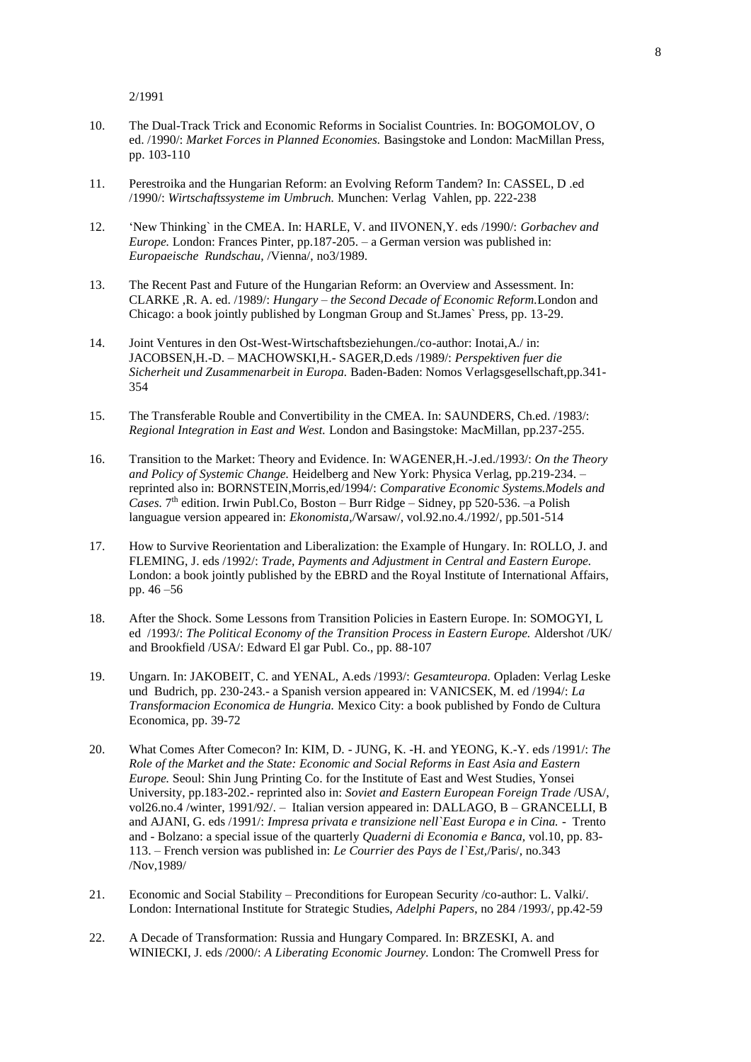2/1991

10. The Dual-Track Trick and Economic Reforms in Socialist Countries. In: BOGOMOLOV, O ed. /1990/: *Market Forces in Planned Economies.* Basingstoke and London: MacMillan Press, pp. 103-110

11. Perestroika and the Hungarian Reform: an Evolving Reform Tandem? In: CASSEL, D .ed /1990/: *Wirtschaftssysteme im Umbruch.* Munchen: Verlag Vahlen, pp. 222-238

12. 'New Thinking` in the CMEA. In: HARLE, V. and IIVONEN,Y. eds /1990/: *Gorbachev and Europe.* London: Frances Pinter, pp.187-205. – a German version was published in: *Europaeische Rundschau,* /Vienna/, no3/1989.

13. The Recent Past and Future of the Hungarian Reform: an Overview and Assessment. In: CLARKE ,R. A. ed. /1989/: *Hungary – the Second Decade of Economic Reform.*London and Chicago: a book jointly published by Longman Group and St.James` Press, pp. 13-29.

14. Joint Ventures in den Ost-West-Wirtschaftsbeziehungen./co-author: Inotai,A./ in: JACOBSEN,H.-D. – MACHOWSKI,H.- SAGER,D.eds /1989/: *Perspektiven fuer die Sicherheit und Zusammenarbeit in Europa.* Baden-Baden: Nomos Verlagsgesellschaft,pp.341-354

15. The Transferable Rouble and Convertibility in the CMEA. In: SAUNDERS, Ch.ed. /1983/: *Regional Integration in East and West.* London and Basingstoke: MacMillan, pp.237-255.

16. Transition to the Market: Theory and Evidence. In: WAGENER,H.-J.ed./1993/: *On the Theory and Policy of Systemic Change.* Heidelberg and New York: Physica Verlag, pp.219-234. – reprinted also in: BORNSTEIN,Morris,ed/1994/: *Comparative Economic Systems.Models and Cases.* 7th edition. Irwin Publ.Co, Boston – Burr Ridge – Sidney, pp 520-536. –a Polish languague version appeared in: *Ekonomista,*/Warsaw/, vol.92.no.4./1992/, pp.501-514

17. How to Survive Reorientation and Liberalization: the Example of Hungary. In: ROLLO, J. and FLEMING, J. eds /1992/: *Trade, Payments and Adjustment in Central and Eastern Europe.* London: a book jointly published by the EBRD and the Royal Institute of International Affairs, pp. 46 –56

18. After the Shock. Some Lessons from Transition Policies in Eastern Europe. In: SOMOGYI, L ed /1993/: *The Political Economy of the Transition Process in Eastern Europe.* Aldershot /UK/ and Brookfield /USA/: Edward El gar Publ. Co., pp. 88-107

19. Ungarn. In: JAKOBEIT, C. and YENAL, A.eds /1993/: *Gesamteuropa.* Opladen: Verlag Leske und Budrich, pp. 230-243.- a Spanish version appeared in: VANICSEK, M. ed /1994/: *La Transformacion Economica de Hungria.* Mexico City: a book published by Fondo de Cultura Economica, pp. 39-72

20. What Comes After Comecon? In: KIM, D. - JUNG, K. -H. and YEONG, K.-Y. eds /1991/: *The Role of the Market and the State: Economic and Social Reforms in East Asia and Eastern Europe.* Seoul: Shin Jung Printing Co. for the Institute of East and West Studies, Yonsei University, pp.183-202.- reprinted also in: *Soviet and Eastern European Foreign Trade* /USA/, vol26.no.4 /winter, 1991/92/. – Italian version appeared in: DALLAGO, B – GRANCELLI, B and AJANI, G. eds /1991/: *Impresa privata e transizione nell`East Europa e in Cina.* - Trento and - Bolzano: a special issue of the quarterly *Quaderni di Economia e Banca,* vol.10, pp. 83-113. – French version was published in: *Le Courrier des Pays de l`Est,*/Paris/, no.343 /Nov,1989/

21. Economic and Social Stability – Preconditions for European Security /co-author: L. Valki/. London: International Institute for Strategic Studies, *Adelphi Papers,* no 284 /1993/, pp.42-59

22. A Decade of Transformation: Russia and Hungary Compared. In: BRZESKI, A. and WINIECKI, J. eds /2000/: *A Liberating Economic Journey.* London: The Cromwell Press for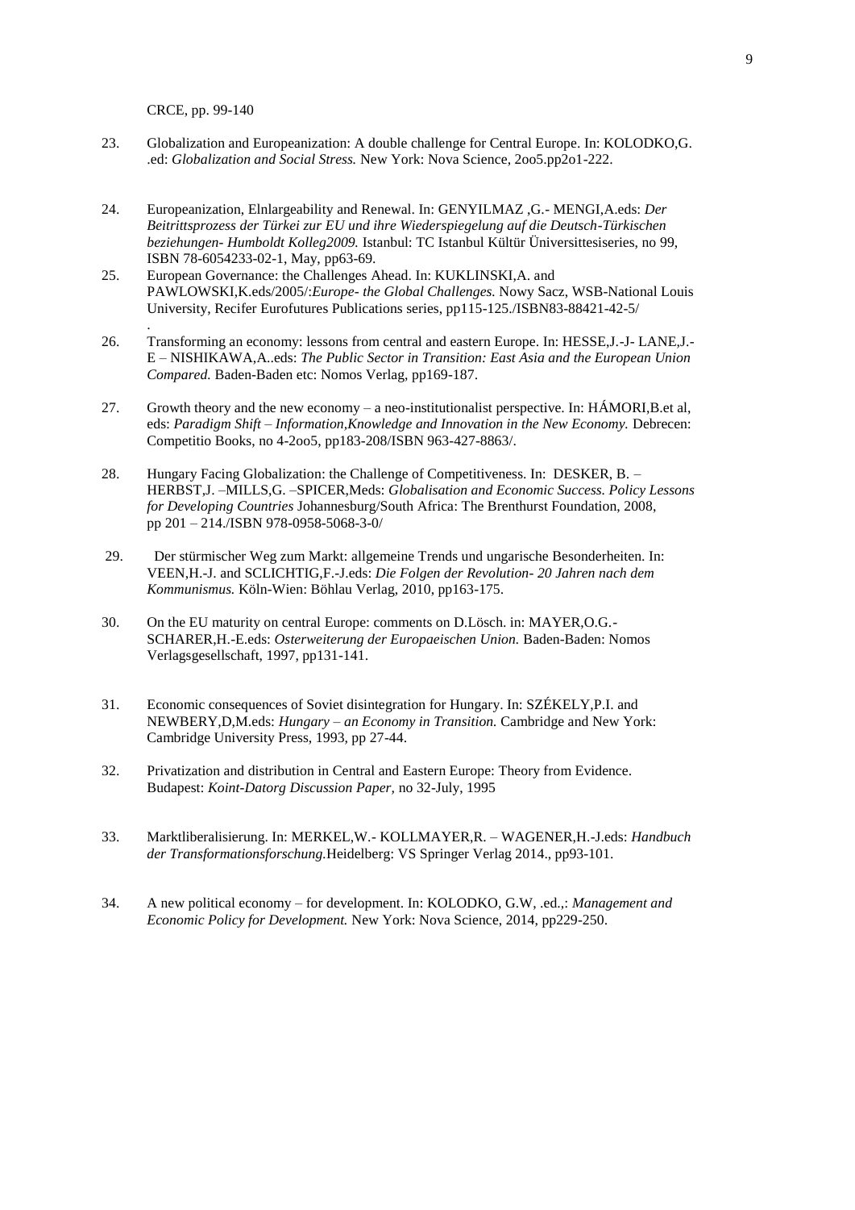CRCE, pp. 99-140

23. Globalization and Europeanization: A double challenge for Central Europe. In: KOLODKO,G. .ed: *Globalization and Social Stress.* New York: Nova Science, 2oo5.pp2o1-222.

24. Europeanization, Elnlargeability and Renewal. In: GENYILMAZ ,G.- MENGI,A.eds: *Der Beitrittsprozess der Türkei zur EU und ihre Wiederspiegelung auf die Deutsch-Türkischen beziehungen- Humboldt Kolleg2009.* Istanbul: TC Istanbul Kültür Üniversittesiseries, no 99, ISBN 78-6054233-02-1, May, pp63-69.

25. European Governance: the Challenges Ahead. In: KUKLINSKI,A. and PAWLOWSKI,K.eds/2005/:*Europe- the Global Challenges.* Nowy Sacz, WSB-National Louis University, Recifer Eurofutures Publications series, pp115-125./ISBN83-88421-42-5/
.

26. Transforming an economy: lessons from central and eastern Europe. In: HESSE,J.-J- LANE,J.-E – NISHIKAWA,A..eds: *The Public Sector in Transition: East Asia and the European Union Compared.* Baden-Baden etc: Nomos Verlag, pp169-187.

27. Growth theory and the new economy – a neo-institutionalist perspective. In: HÁMORI,B.et al, eds: *Paradigm Shift – Information,Knowledge and Innovation in the New Economy.* Debrecen: Competitio Books, no 4-2oo5, pp183-208/ISBN 963-427-8863/.

28. Hungary Facing Globalization: the Challenge of Competitiveness. In: DESKER, B. – HERBST,J. –MILLS,G. –SPICER,Meds: *Globalisation and Economic Success. Policy Lessons for Developing Countries* Johannesburg/South Africa: The Brenthurst Foundation, 2008, pp 201 – 214./ISBN 978-0958-5068-3-0/

29. Der stürmischer Weg zum Markt: allgemeine Trends und ungarische Besonderheiten. In: VEEN,H.-J. and SCLICHTIG,F.-J.eds: *Die Folgen der Revolution- 20 Jahren nach dem Kommunismus.* Köln-Wien: Böhlau Verlag, 2010, pp163-175.

30. On the EU maturity on central Europe: comments on D.Lösch. in: MAYER,O.G.-SCHARER,H.-E.eds: *Osterweiterung der Europaeischen Union.* Baden-Baden: Nomos Verlagsgesellschaft, 1997, pp131-141.

31. Economic consequences of Soviet disintegration for Hungary. In: SZÉKELY,P.I. and NEWBERY,D,M.eds: *Hungary – an Economy in Transition.* Cambridge and New York: Cambridge University Press, 1993, pp 27-44.

32. Privatization and distribution in Central and Eastern Europe: Theory from Evidence. Budapest: *Koint-Datorg Discussion Paper,* no 32-July, 1995

33. Marktliberalisierung. In: MERKEL,W.- KOLLMAYER,R. – WAGENER,H.-J.eds: *Handbuch der Transformationsforschung.*Heidelberg: VS Springer Verlag 2014., pp93-101.

34. A new political economy – for development. In: KOLODKO, G.W, .ed.,: *Management and Economic Policy for Development.* New York: Nova Science, 2014, pp229-250.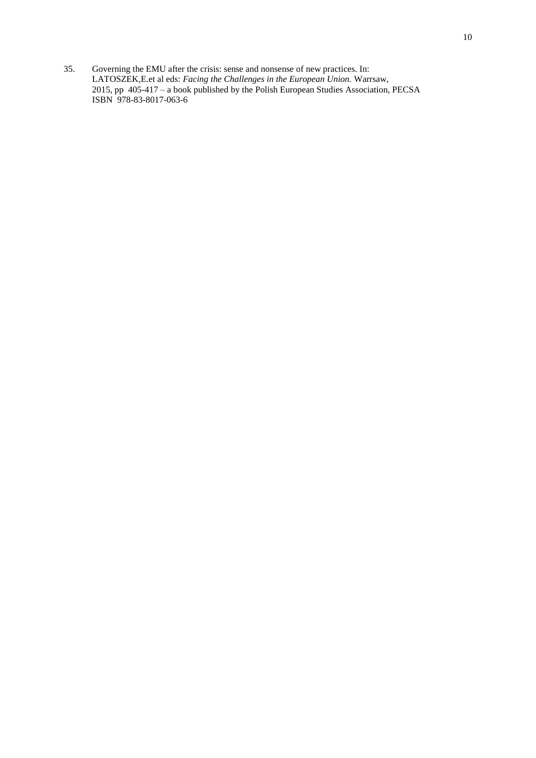35. Governing the EMU after the crisis: sense and nonsense of new practices. In: LATOSZEK,E.et al eds: *Facing the Challenges in the European Union.* Warrsaw, 2015, pp 405-417 – a book published by the Polish European Studies Association, PECSA ISBN 978-83-8017-063-6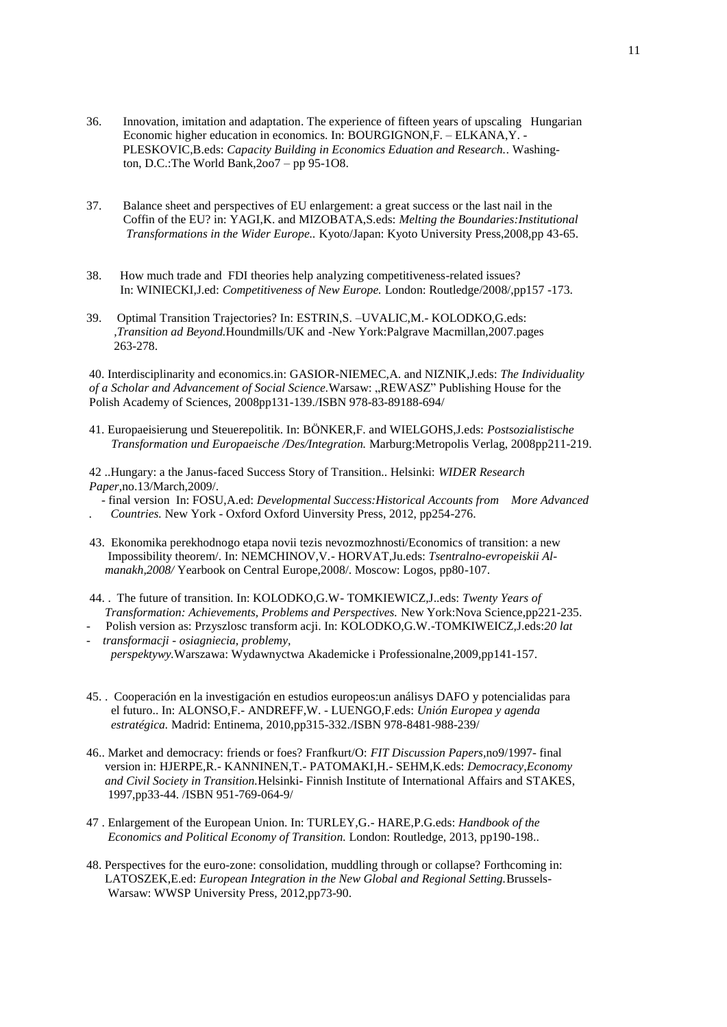36. Innovation, imitation and adaptation. The experience of fifteen years of upscaling Hungarian Economic higher education in economics. In: BOURGIGNON,F. – ELKANA,Y. - PLESKOVIC,B.eds: *Capacity Building in Economics Eduation and Research..* Washington, D.C.:The World Bank,2oo7 – pp 95-1O8.

37. Balance sheet and perspectives of EU enlargement: a great success or the last nail in the Coffin of the EU? in: YAGI,K. and MIZOBATA,S.eds: *Melting the Boundaries:Institutional Transformations in the Wider Europe..* Kyoto/Japan: Kyoto University Press,2008,pp 43-65.

38. How much trade and FDI theories help analyzing competitiveness-related issues? In: WINIECKI,J.ed: *Competitiveness of New Europe.* London: Routledge/2008/,pp157 -173.

39. Optimal Transition Trajectories? In: ESTRIN,S. –UVALIC,M.- KOLODKO,G.eds: ,*Transition ad Beyond.*Houndmills/UK and -New York:Palgrave Macmillan,2007.pages 263-278.

40. Interdisciplinarity and economics.in: GASIOR-NIEMEC,A. and NIZNIK,J.eds: *The Individuality of a Scholar and Advancement of Social Science.*Warsaw: „REWASZ" Publishing House for the Polish Academy of Sciences, 2008pp131-139./ISBN 978-83-89188-694/

41. Europaeisierung und Steuerepolitik. In: BÖNKER,F. and WIELGOHS,J.eds: *Postsozialistische Transformation und Europaeische /Des/Integration.* Marburg:Metropolis Verlag, 2008pp211-219.

42 ..Hungary: a the Janus-faced Success Story of Transition.. Helsinki: *WIDER Research Paper*,no.13/March,2009/.
- final version In: FOSU,A.ed: *Developmental Success:Historical Accounts from More Advanced Countries.* New York - Oxford Oxford Uinversity Press, 2012, pp254-276.

43. Ekonomika perekhodnogo etapa novii tezis nevozmoznhosti/Economics of transition: a new Impossibility theorem/. In: NEMCHINOV,V.- HORVAT,Ju.eds: *Tsentralno-evropeiskii Almanakh,2008/* Yearbook on Central Europe,2008/. Moscow: Logos, pp80-107.

44. . The future of transition. In: KOLODKO,G.W- TOMKIEWICZ,J..eds: *Twenty Years of Transformation: Achievements, Problems and Perspectives.* New York:Nova Science,pp221-235.
- Polish version as: Przyszlosc transform acji. In: KOLODKO,G.W.-TOMKIWEICZ,J.eds:*20 lat*
- *transformacji - osiagniecia, problemy, perspektywy.*Warszawa: Wydawnyctwa Akademicke i Professionalne,2009,pp141-157.

45. . Cooperación en la investigación en estudios europeos:un análisys DAFO y potencialidas para el futuro.. In: ALONSO,F.- ANDREFF,W. - LUENGO,F.eds: *Unión Europea y agenda estratégica.* Madrid: Entinema, 2010,pp315-332./ISBN 978-8481-988-239/

46.. Market and democracy: friends or foes? Franfkurt/O: *FIT Discussion Papers,*no9/1997- final version in: HJERPE,R.- KANNINEN,T.- PATOMAKI,H.- SEHM,K.eds: *Democracy,Economy and Civil Society in Transition.*Helsinki- Finnish Institute of International Affairs and STAKES, 1997,pp33-44. /ISBN 951-769-064-9/

47 . Enlargement of the European Union. In: TURLEY,G.- HARE,P.G.eds: *Handbook of the Economics and Political Economy of Transition.* London: Routledge, 2013, pp190-198..

48. Perspectives for the euro-zone: consolidation, muddling through or collapse? Forthcoming in: LATOSZEK,E.ed: *European Integration in the New Global and Regional Setting.*Brussels-Warsaw: WWSP University Press, 2012,pp73-90.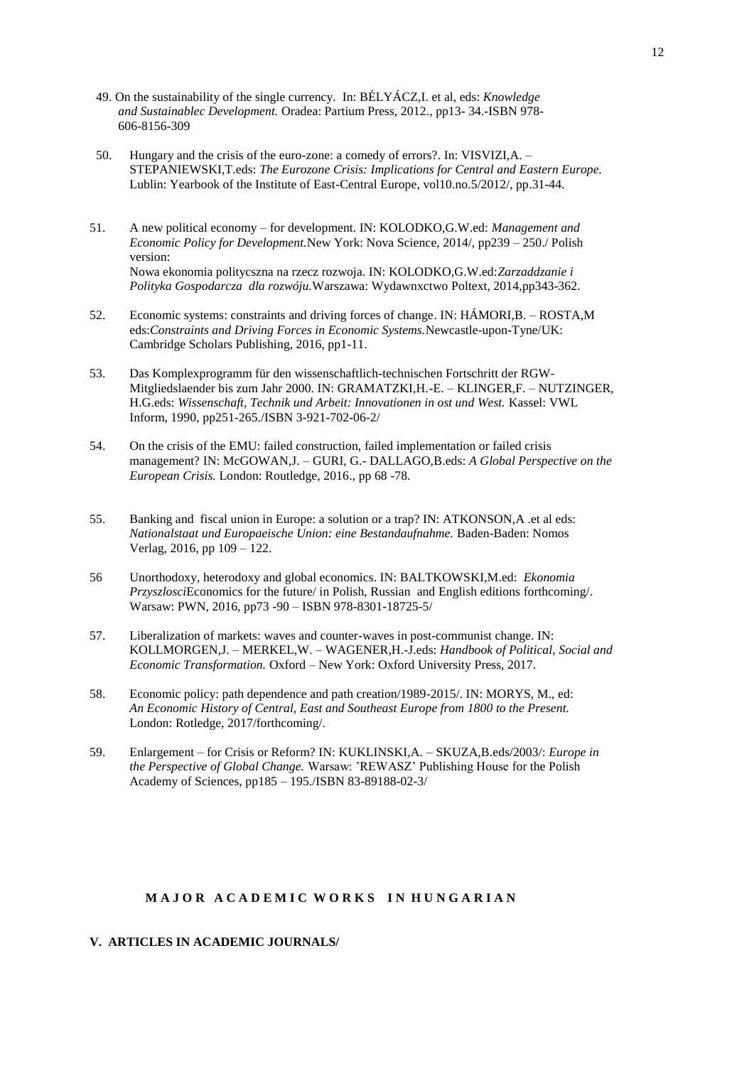49. On the sustainability of the single currency. In: BÉLYÁCZ,I. et al, eds: *Knowledge and Sustainablec Development.* Oradea: Partium Press, 2012., pp13- 34.-ISBN 978-606-8156-309

50. Hungary and the crisis of the euro-zone: a comedy of errors?. In: VISVIZI,A. – STEPANIEWSKI,T.eds: *The Eurozone Crisis: Implications for Central and Eastern Europe.* Lublin: Yearbook of the Institute of East-Central Europe, vol10.no.5/2012/, pp.31-44.

51. A new political economy – for development. IN: KOLODKO,G.W.ed: *Management and Economic Policy for Development.*New York: Nova Science, 2014/, pp239 – 250./ Polish version:
    Nowa ekonomia polityczna na rzecz rozwoja. IN: KOLODKO,G.W.ed:*Zarzaddzanie i Polityka Gospodarcza dla rozwóju.*Warszawa: Wydawnxctwo Poltext, 2014,pp343-362.

52. Economic systems: constraints and driving forces of change. IN: HÁMORI,B. – ROSTA,M eds:*Constraints and Driving Forces in Economic Systems.*Newcastle-upon-Tyne/UK: Cambridge Scholars Publishing, 2016, pp1-11.

53. Das Komplexprogramm für den wissenschaftlich-technischen Fortschritt der RGW-Mitgliedslaender bis zum Jahr 2000. IN: GRAMATZKI,H.-E. – KLINGER,F. – NUTZINGER, H.G.eds: *Wissenschaft, Technik und Arbeit: Innovationen in ost und West.* Kassel: VWL Inform, 1990, pp251-265./ISBN 3-921-702-06-2/

54. On the crisis of the EMU: failed construction, failed implementation or failed crisis management? IN: McGOWAN,J. – GURI, G.- DALLAGO,B.eds: *A Global Perspective on the European Crisis.* London: Routledge, 2016., pp 68 -78.

55. Banking and fiscal union in Europe: a solution or a trap? IN: ATKONSON,A .et al eds: *Nationalstaat und Europaeische Union: eine Bestandaufnahme.* Baden-Baden: Nomos Verlag, 2016, pp 109 – 122.

56. Unorthodoxy, heterodoxy and global economics. IN: BALTKOWSKI,M.ed: *Ekonomia Przyszlosci*Economics for the future/ in Polish, Russian and English editions forthcoming/. Warsaw: PWN, 2016, pp73 -90 – ISBN 978-8301-18725-5/

57. Liberalization of markets: waves and counter-waves in post-communist change. IN: KOLLMORGEN,J. – MERKEL,W. – WAGENER,H.-J.eds: *Handbook of Political, Social and Economic Transformation.* Oxford – New York: Oxford University Press, 2017.

58. Economic policy: path dependence and path creation/1989-2015/. IN: MORYS, M., ed: *An Economic History of Central, East and Southeast Europe from 1800 to the Present.* London: Rotledge, 2017/forthcoming/.

59. Enlargement – for Crisis or Reform? IN: KUKLINSKI,A. – SKUZA,B.eds/2003/: *Europe in the Perspective of Global Change.* Warsaw: 'REWASZ' Publishing House for the Polish Academy of Sciences, pp185 – 195./ISBN 83-89188-02-3/

## MAJOR ACADEMIC WORKS IN HUNGARIAN

### V. ARTICLES IN ACADEMIC JOURNALS/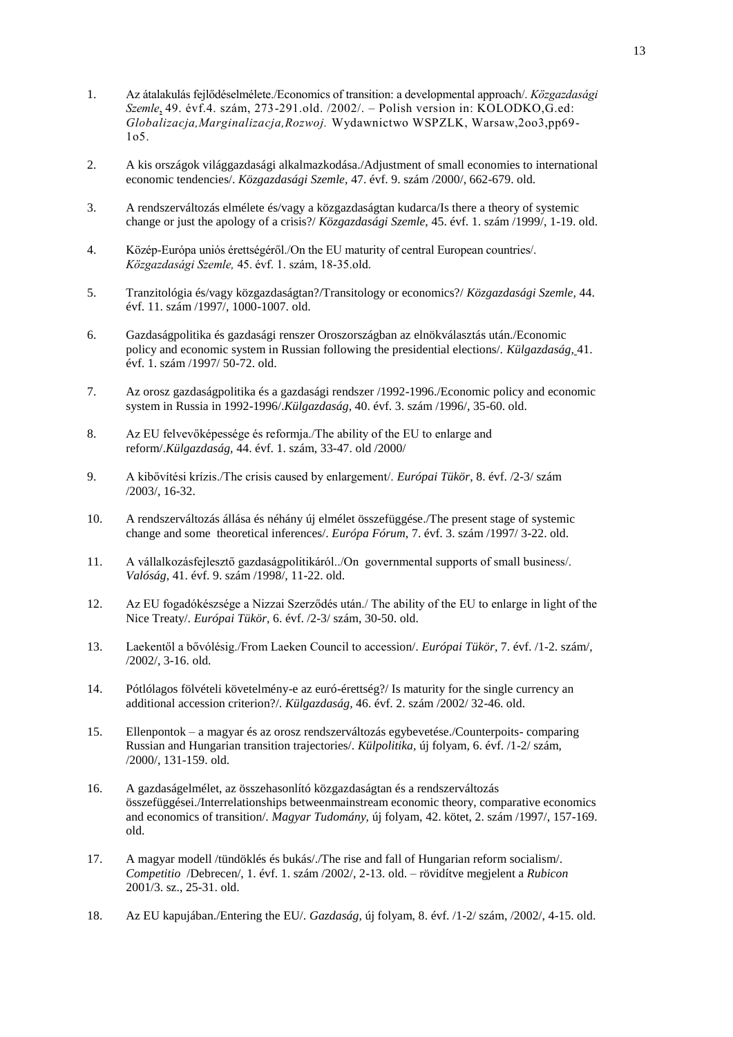1. Az átalakulás fejlődéselmélete./Economics of transition: a developmental approach/. *Közgazdasági Szemle*, 49. évf.4. szám, 273-291.old. /2002/. – Polish version in: KOLODKO,G.ed: *Globalizacja,Marginalizacja,Rozwoj.* Wydawnictwo WSPZLK, Warsaw,2oo3,pp69-1o5.

2. A kis országok világgazdasági alkalmazkodása./Adjustment of small economies to international economic tendencies/. *Közgazdasági Szemle,* 47. évf. 9. szám /2000/, 662-679. old.

3. A rendszerváltozás elmélete és/vagy a közgazdaságtan kudarca/Is there a theory of systemic change or just the apology of a crisis?/ *Közgazdasági Szemle,* 45. évf. 1. szám /1999/, 1-19. old.

4. Közép-Európa uniós érettségéről./On the EU maturity of central European countries/. *Közgazdasági Szemle,* 45. évf. 1. szám, 18-35.old.

5. Tranzitológia és/vagy közgazdaságtan?/Transitology or economics?/ *Közgazdasági Szemle,* 44. évf. 11. szám /1997/, 1000-1007. old.

6. Gazdaságpolitika és gazdasági renszer Oroszországban az elnökválasztás után./Economic policy and economic system in Russian following the presidential elections/. *Külgazdaság,* 41. évf. 1. szám /1997/ 50-72. old.

7. Az orosz gazdaságpolitika és a gazdasági rendszer /1992-1996./Economic policy and economic system in Russia in 1992-1996/.*Külgazdaság,* 40. évf. 3. szám /1996/, 35-60. old.

8. Az EU felvevőképessége és reformja./The ability of the EU to enlarge and reform/.*Külgazdaság,* 44. évf. 1. szám, 33-47. old /2000/

9. A kibővítési krízis./The crisis caused by enlargement/. *Európai Tükör,* 8. évf. /2-3/ szám /2003/, 16-32.

10. A rendszerváltozás állása és néhány új elmélet összefüggése./The present stage of systemic change and some theoretical inferences/. *Európa Fórum,* 7. évf. 3. szám /1997/ 3-22. old.

11. A vállalkozásfejlesztő gazdaságpolitikáról../On governmental supports of small business/. *Valóság,* 41. évf. 9. szám /1998/, 11-22. old.

12. Az EU fogadókészsége a Nizzai Szerződés után./ The ability of the EU to enlarge in light of the Nice Treaty/. *Európai Tükör,* 6. évf. /2-3/ szám, 30-50. old.

13. Laekentől a bővülésig./From Laeken Council to accession/. *Európai Tükör,* 7. évf. /1-2. szám/, /2002/, 3-16. old.

14. Pótlólagos fölvételi követelmény-e az euró-érettség?/ Is maturity for the single currency an additional accession criterion?/. *Külgazdaság,* 46. évf. 2. szám /2002/ 32-46. old.

15. Ellenpontok – a magyar és az orosz rendszerváltozás egybevetése./Counterpoits- comparing Russian and Hungarian transition trajectories/. *Külpolitika,* új folyam, 6. évf. /1-2/ szám, /2000/, 131-159. old.

16. A gazdaságelmélet, az összehasonlító közgazdaságtan és a rendszerváltozás összefüggései./Interrelationships betweenmainstream economic theory, comparative economics and economics of transition/. *Magyar Tudomány,* új folyam, 42. kötet, 2. szám /1997/, 157-169. old.

17. A magyar modell /tündöklés és bukás/./The rise and fall of Hungarian reform socialism/. *Competitio* /Debrecen/, 1. évf. 1. szám /2002/, 2-13. old. – rövidítve megjelent a *Rubicon* 2001/3. sz., 25-31. old.

18. Az EU kapujában./Entering the EU/. *Gazdaság,* új folyam, 8. évf. /1-2/ szám, /2002/, 4-15. old.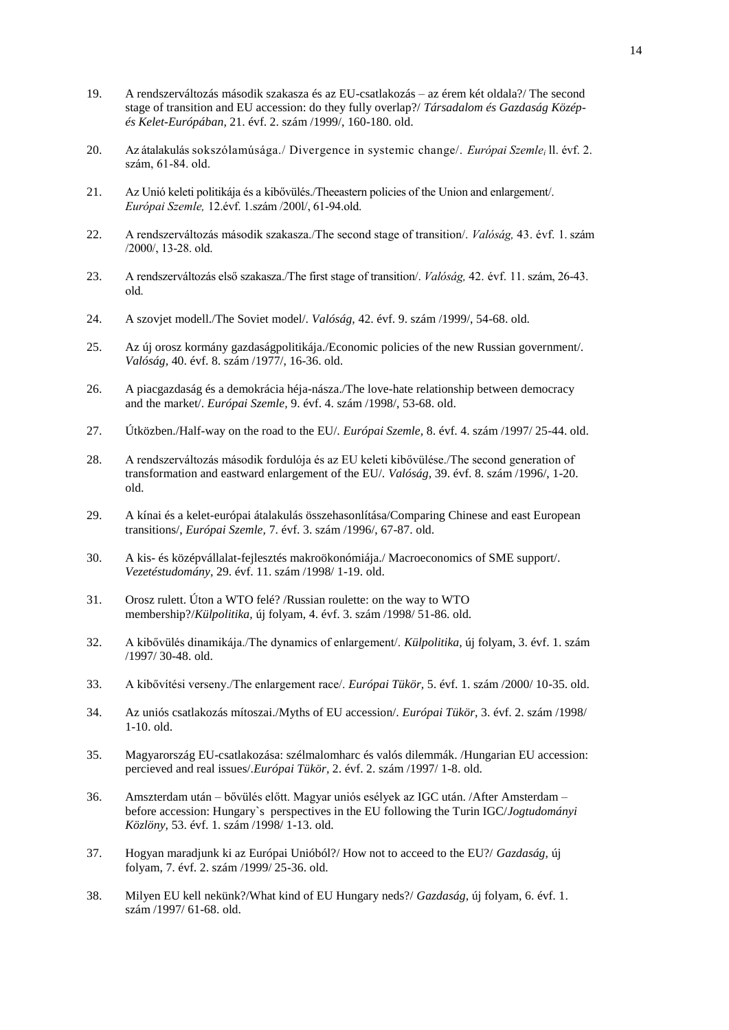19. A rendszerváltozás második szakasza és az EU-csatlakozás – az érem két oldala?/ The second stage of transition and EU accession: do they fully overlap?/ *Társadalom és Gazdaság Közép- és Kelet-Európában,* 21. évf. 2. szám /1999/, 160-180. old.

20. Az átalakulás sokszólamúsága./ Divergence in systemic change/. *Európai Szemle$_i$* ll. évf. 2. szám, 61-84. old.

21. Az Unió keleti politikája és a kibővülés./Theeastern policies of the Union and enlargement/. *Európai Szemle,* 12.évf. 1.szám /200l/, 61-94.old.

22. A rendszerváltozás második szakasza./The second stage of transition/. *Valóság,* 43. évf. 1. szám /2000/, 13-28. old.

23. A rendszerváltozás első szakasza./The first stage of transition/. *Valóság,* 42. évf. 11. szám, 26-43. old.

24. A szovjet modell./The Soviet model/. *Valóság,* 42. évf. 9. szám /1999/, 54-68. old.

25. Az új orosz kormány gazdaságpolitikája./Economic policies of the new Russian government/. *Valóság,* 40. évf. 8. szám /1977/, 16-36. old.

26. A piacgazdaság és a demokrácia héja-násza./The love-hate relationship between democracy and the market/. *Európai Szemle,* 9. évf. 4. szám /1998/, 53-68. old.

27. Útközben./Half-way on the road to the EU/. *Európai Szemle,* 8. évf. 4. szám /1997/ 25-44. old.

28. A rendszerváltozás második fordulója és az EU keleti kibővülése./The second generation of transformation and eastward enlargement of the EU/. *Valóság,* 39. évf. 8. szám /1996/, 1-20. old.

29. A kínai és a kelet-európai átalakulás összehasonlítása/Comparing Chinese and east European transitions/, *Európai Szemle,* 7. évf. 3. szám /1996/, 67-87. old.

30. A kis- és középvállalat-fejlesztés makroökonómiája./ Macroeconomics of SME support/. *Vezetéstudomány,* 29. évf. 11. szám /1998/ 1-19. old.

31. Orosz rulett. Úton a WTO felé? /Russian roulette: on the way to WTO membership?/*Külpolitika,* új folyam, 4. évf. 3. szám /1998/ 51-86. old.

32. A kibővülés dinamikája./The dynamics of enlargement/. *Külpolitika,* új folyam, 3. évf. 1. szám /1997/ 30-48. old.

33. A kibővítési verseny./The enlargement race/. *Európai Tükör,* 5. évf. 1. szám /2000/ 10-35. old.

34. Az uniós csatlakozás mítoszai./Myths of EU accession/. *Európai Tükör,* 3. évf. 2. szám /1998/ 1-10. old.

35. Magyarország EU-csatlakozása: szélmalomharc és valós dilemmák. /Hungarian EU accession: percieved and real issues/.*Európai Tükör,* 2. évf. 2. szám /1997/ 1-8. old.

36. Amszterdam után – bővülés előtt. Magyar uniós esélyek az IGC után. /After Amsterdam – before accession: Hungary`s perspectives in the EU following the Turin IGC/*Jogtudományi Közlöny,* 53. évf. 1. szám /1998/ 1-13. old.

37. Hogyan maradjunk ki az Európai Unióból?/ How not to acceed to the EU?/ *Gazdaság,* új folyam, 7. évf. 2. szám /1999/ 25-36. old.

38. Milyen EU kell nekünk?/What kind of EU Hungary neds?/ *Gazdaság,* új folyam, 6. évf. 1. szám /1997/ 61-68. old.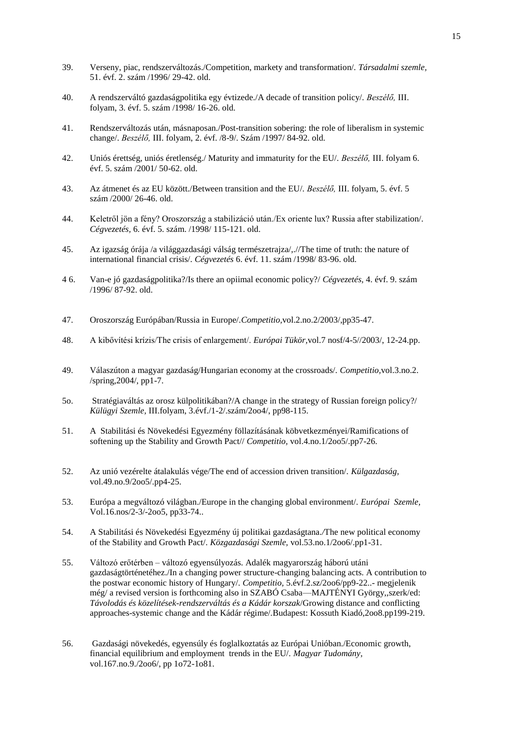39. Verseny, piac, rendszerváltozás./Competition, markety and transformation/. *Társadalmi szemle,* 51. évf. 2. szám /1996/ 29-42. old.

40. A rendszerváltó gazdaságpolitika egy évtizede./A decade of transition policy/. *Beszélő,* III. folyam, 3. évf. 5. szám /1998/ 16-26. old.

41. Rendszerváltozás után, másnaposan./Post-transition sobering: the role of liberalism in systemic change/. *Beszélő,* III. folyam, 2. évf. /8-9/. Szám /1997/ 84-92. old.

42. Uniós érettség, uniós éretlenség./ Maturity and immaturity for the EU/. *Beszélő,* III. folyam 6. évf. 5. szám /2001/ 50-62. old.

43. Az átmenet és az EU között./Between transition and the EU/. *Beszélő,* III. folyam, 5. évf. 5 szám /2000/ 26-46. old.

44. Keletről jön a fény? Oroszország a stabilizáció után./Ex oriente lux? Russia after stabilization/. *Cégvezetés,* 6. évf. 5. szám. /1998/ 115-121. old.

45. Az igazság órája /a világgazdasági válság természetrajza/,.//The time of truth: the nature of international financial crisis/. *Cégvezetés* 6. évf. 11. szám /1998/ 83-96. old.

4 6. Van-e jó gazdaságpolitika?/Is there an opiimal economic policy?/ *Cégvezetés*, 4. évf. 9. szám /1996/ 87-92. old.

47. Oroszország Európában/Russia in Europe/.*Competitio*,vol.2.no.2/2003/,pp35-47.

48. A kibővítési krízis/The crisis of enlargement/. *Európai Tükör*,vol.7 nosf/4-5//2003/, 12-24.pp.

49. Válaszúton a magyar gazdaság/Hungarian economy at the crossroads/. *Competitio*,vol.3.no.2. /spring,2004/, pp1-7.

5o. Stratégiaváltás az orosz külpolitikában?/A change in the strategy of Russian foreign policy?/ *Külügyi Szemle,* III.folyam, 3.évf./1-2/.szám/2oo4/, pp98-115.

51. A Stabilitási és Növekedési Egyezmény föllazításának köbvetkezményei/Ramifications of softening up the Stability and Growth Pact// *Competitio,* vol.4.no.1/2oo5/.pp7-26.

52. Az unió vezérelte átalakulás vége/The end of accession driven transition/. *Külgazdaság,* vol.49.no.9/2oo5/.pp4-25.

53. Európa a megváltozó világban./Europe in the changing global environment/. *Európai Szemle,* Vol.16.nos/2-3/-2oo5, pp33-74..

54. A Stabilitási és Növekedési Egyezmény új politikai gazdaságtana./The new political economy of the Stability and Growth Pact/. *Közgazdasági Szemle*, vol.53.no.1/2oo6/.pp1-31.

55. Változó erőtérben – változó egyensúlyozás. Adalék magyarország háború utáni gazdaságtörténetéhez./In a changing power structure-changing balancing acts. A contribution to the postwar economic history of Hungary/. *Competitio,* 5.évf.2.sz/2oo6/pp9-22..- megjelenik még/ a revised version is forthcoming also in SZABÓ Csaba—MAJTÉNYI György,,szerk/ed: *Távolodás és közelítések-rendszerváltás és a Kádár korszak*/Growing distance and conflicting approaches-systemic change and the Kádár régime/.Budapest: Kossuth Kiadó,2oo8.pp199-219.

56. Gazdasági növekedés, egyensúly és foglalkoztatás az Európai Unióban./Economic growth, financial equilibrium and employment trends in the EU/. *Magyar Tudomány*, vol.167.no.9./2oo6/, pp 1o72-1o81.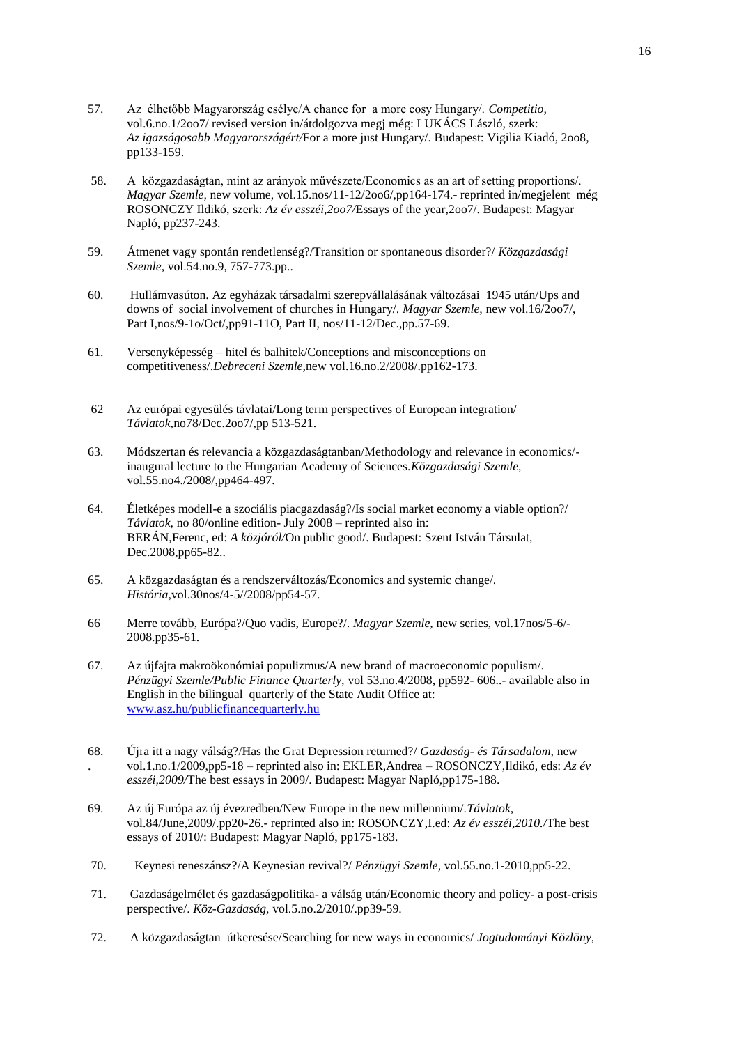57. Az élhetőbb Magyarország esélye/A chance for a more cosy Hungary/. *Competitio,* vol.6.no.1/2oo7/ revised version in/átdolgozva megj még: LUKÁCS László, szerk: *Az igazságosabb Magyarországért/*For a more just Hungary/. Budapest: Vigilia Kiadó, 2oo8, pp133-159.

58. A közgazdaságtan, mint az arányok művészete/Economics as an art of setting proportions/. *Magyar Szemle,* new volume, vol.15.nos/11-12/2oo6/,pp164-174.- reprinted in/megjelent még ROSONCZY Ildikó, szerk: *Az év esszéi,2oo7/*Essays of the year,2oo7/. Budapest: Magyar Napló, pp237-243.

59. Átmenet vagy spontán rendetlenség?/Transition or spontaneous disorder?/ *Közgazdasági Szemle,* vol.54.no.9, 757-773.pp..

60. Hullámvasúton. Az egyházak társadalmi szerepvállalásának változásai 1945 után/Ups and downs of social involvement of churches in Hungary/. *Magyar Szemle,* new vol.16/2oo7/, Part I,nos/9-1o/Oct/,pp91-11O, Part II, nos/11-12/Dec.,pp.57-69.

61. Versenyképesség – hitel és balhitek/Conceptions and misconceptions on competitiveness/.*Debreceni Szemle,*new vol.16.no.2/2008/.pp162-173.

62 Az európai egyesülés távlatai/Long term perspectives of European integration/ *Távlatok,*no78/Dec.2oo7/,pp 513-521.

63. Módszertan és relevancia a közgazdaságtanban/Methodology and relevance in economics/- inaugural lecture to the Hungarian Academy of Sciences.*Közgazdasági Szemle,* vol.55.no4./2008/,pp464-497.

64. Életképes modell-e a szociális piacgazdaság?/Is social market economy a viable option?/ *Távlatok,* no 80/online edition- July 2008 – reprinted also in: BERÁN,Ferenc, ed: *A közjóról/*On public good/. Budapest: Szent István Társulat, Dec.2008,pp65-82..

65. A közgazdaságtan és a rendszerváltozás/Economics and systemic change/. *História,*vol.30nos/4-5//2008/pp54-57.

66 Merre tovább, Európa?/Quo vadis, Europe?/. *Magyar Szemle,* new series, vol.17nos/5-6/-2008.pp35-61.

67. Az újfajta makroökonómiai populizmus/A new brand of macroeconomic populism/. *Pénzügyi Szemle/Public Finance Quarterly,* vol 53.no.4/2008, pp592- 606..- available also in English in the bilingual quarterly of the State Audit Office at: www.asz.hu/publicfinancequarterly.hu

68. Újra itt a nagy válság?/Has the Grat Depression returned?/ *Gazdaság- és Társadalom,* new vol.1.no.1/2009,pp5-18 – reprinted also in: EKLER,Andrea – ROSONCZY,Ildikó, eds: *Az év esszéi,2009/*The best essays in 2009/. Budapest: Magyar Napló,pp175-188.

69. Az új Európa az új évezredben/New Europe in the new millennium/.*Távlatok,* vol.84/June,2009/.pp20-26.- reprinted also in: ROSONCZY,I.ed: *Az év esszéi,2010./*The best essays of 2010/: Budapest: Magyar Napló, pp175-183.

70. Keynesi reneszánsz?/A Keynesian revival?/ *Pénzügyi Szemle,* vol.55.no.1-2010,pp5-22.

71. Gazdaságelmélet és gazdaságpolitika- a válság után/Economic theory and policy- a post-crisis perspective/. *Köz-Gazdaság,* vol.5.no.2/2010/.pp39-59.

72. A közgazdaságtan útkeresése/Searching for new ways in economics/ *Jogtudományi Közlöny,*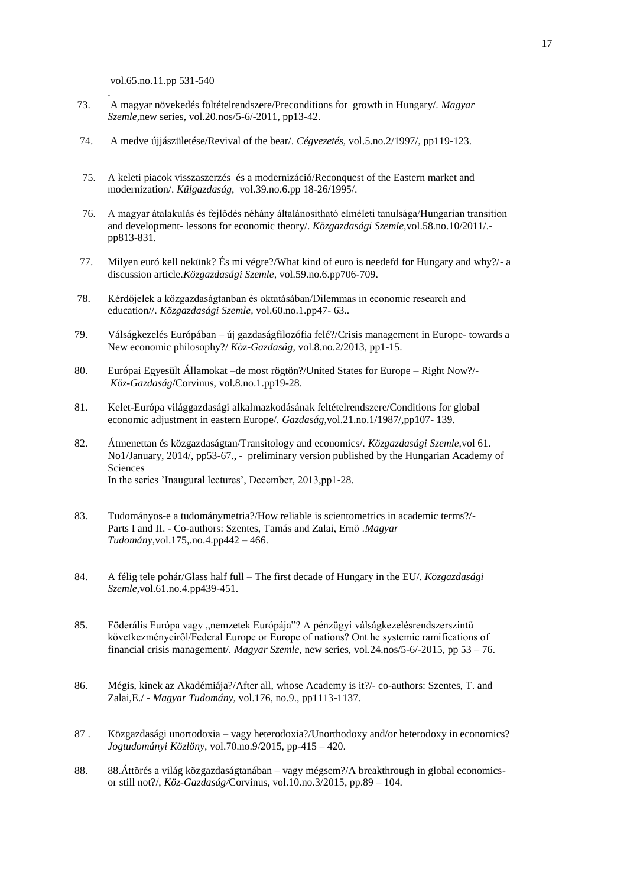vol.65.no.11.pp 531-540

.

73. A magyar növekedés föltételrendszere/Preconditions for growth in Hungary/. *Magyar Szemle*,new series, vol.20.nos/5-6/-2011, pp13-42.

74. A medve újjászületése/Revival of the bear/. *Cégvezetés,* vol.5.no.2/1997/, pp119-123.

75. A keleti piacok visszaszerzés és a modernizáció/Reconquest of the Eastern market and modernization/. *Külgazdaság,* vol.39.no.6.pp 18-26/1995/.

76. A magyar átalakulás és fejlődés néhány általánosítható elméleti tanulsága/Hungarian transition and development- lessons for economic theory/. *Közgazdasági Szemle*,vol.58.no.10/2011/.-pp813-831.

77. Milyen euró kell nekünk? És mi végre?/What kind of euro is neededf for Hungary and why?/- a discussion article.*Közgazdasági Szemle,* vol.59.no.6.pp706-709.

78. Kérdőjelek a közgazdaságtanban és oktatásában/Dilemmas in economic research and education//. *Közgazdasági Szemle,* vol.60.no.1.pp47- 63..

79. Válságkezelés Európában – új gazdaságfilozófia felé?/Crisis management in Europe- towards a New economic philosophy?/ *Köz-Gazdaság,* vol.8.no.2/2013, pp1-15.

80. Európai Egyesült Államokat –de most rögtön?/United States for Europe – Right Now?/- *Köz-Gazdaság*/Corvinus, vol.8.no.1.pp19-28.

81. Kelet-Európa világgazdasági alkalmazkodásának feltételrendszere/Conditions for global economic adjustment in eastern Europe/. *Gazdaság*,vol.21.no.1/1987/,pp107- 139.

82. Átmenettan és közgazdaságtan/Transitology and economics/. *Közgazdasági Szemle*,vol 61. No1/January, 2014/, pp53-67., - preliminary version published by the Hungarian Academy of Sciences
In the series 'Inaugural lectures', December, 2013,pp1-28.

83. Tudományos-e a tudománymetria?/How reliable is scientometrics in academic terms?/- Parts I and II. - Co-authors: Szentes, Tamás and Zalai, Ernő .*Magyar Tudomány*,vol.175,.no.4.pp442 – 466.

84. A félig tele pohár/Glass half full – The first decade of Hungary in the EU/. *Közgazdasági Szemle*,vol.61.no.4.pp439-451.

85. Föderális Európa vagy „nemzetek Európája"? A pénzügyi válságkezelésrendszerszintű következményeiről/Federal Europe or Europe of nations? Ont he systemic ramifications of financial crisis management/. *Magyar Szemle,* new series, vol.24.nos/5-6/-2015, pp 53 – 76.

86. Mégis, kinek az Akadémiája?/After all, whose Academy is it?/- co-authors: Szentes, T. and Zalai,E./ - *Magyar Tudomány,* vol.176, no.9., pp1113-1137.

87 . Közgazdasági unortodoxia – vagy heterodoxia?/Unorthodoxy and/or heterodoxy in economics? *Jogtudományi Közlöny,* vol.70.no.9/2015, pp-415 – 420.

88. 88.Áttörés a világ közgazdaságtanában – vagy mégsem?/A breakthrough in global economics- or still not?/, *Köz-Gazdaság/*Corvinus, vol.10.no.3/2015, pp.89 – 104.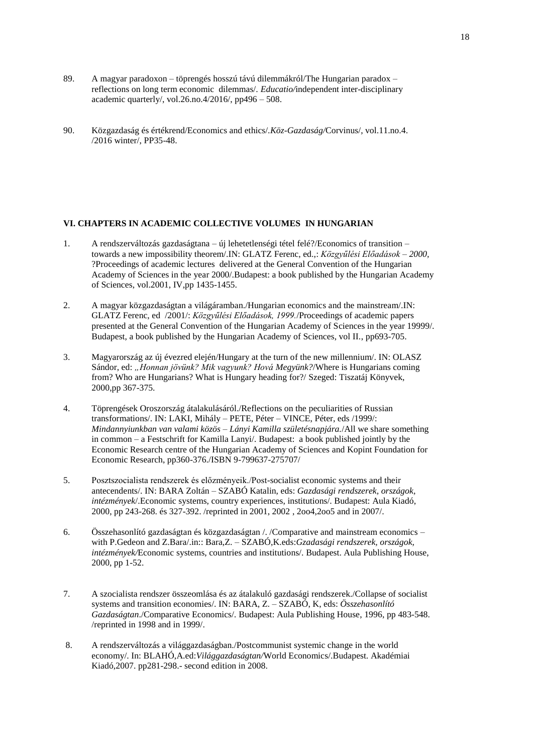89. A magyar paradoxon – töprengés hosszú távú dilemmákról/The Hungarian paradox – reflections on long term economic dilemmas/. *Educatio/*independent inter-disciplinary academic quarterly/, vol.26.no.4/2016/, pp496 – 508.

90. Közgazdaság és értékrend/Economics and ethics/.*Köz-Gazdaság/*Corvinus/, vol.11.no.4. /2016 winter/, PP35-48.

**VI. CHAPTERS IN ACADEMIC COLLECTIVE VOLUMES IN HUNGARIAN**

1. A rendszerváltozás gazdaságtana – új lehetetlenségi tétel felé?/Economics of transition – towards a new impossibility theorem/.IN: GLATZ Ferenc, ed.,: *Közgyűlési Előadások – 2000,* ?Proceedings of academic lectures delivered at the General Convention of the Hungarian Academy of Sciences in the year 2000/.Budapest: a book published by the Hungarian Academy of Sciences, vol.2001, IV,pp 1435-1455.

2. A magyar közgazdaságtan a világáramban./Hungarian economics and the mainstream/.IN: GLATZ Ferenc, ed /2001/: *Közgyűlési Előadások, 1999.*/Proceedings of academic papers presented at the General Convention of the Hungarian Academy of Sciences in the year 19999/. Budapest, a book published by the Hungarian Academy of Sciences, vol II., pp693-705.

3. Magyarország az új évezred elején/Hungary at the turn of the new millennium/. IN: OLASZ Sándor, ed: *„Honnan jövünk? Mik vagyunk? Hová Megyünk?*/Where is Hungarians coming from? Who are Hungarians? What is Hungary heading for?/ Szeged: Tiszatáj Könyvek, 2000,pp 367-375.

4. Töprengések Oroszország átalakulásáról./Reflections on the peculiarities of Russian transformations/. IN: LAKI, Mihály – PETE, Péter – VINCE, Péter, eds /1999/: *Mindannyiunkban van valami közös – Lányi Kamilla születésnapjára.*/All we share something in common – a Festschrift for Kamilla Lanyi/. Budapest: a book published jointly by the Economic Research centre of the Hungarian Academy of Sciences and Kopint Foundation for Economic Research, pp360-376./ISBN 9-799637-275707/

5. Posztszocialista rendszerek és előzményeik./Post-socialist economic systems and their antecendents/. IN: BARA Zoltán – SZABÓ Katalin, eds: *Gazdasági rendszerek, országok, intézmények*/.Economic systems, country experiences, institutions/. Budapest: Aula Kiadó, 2000, pp 243-268. és 327-392. /reprinted in 2001, 2002 , 2oo4,2oo5 and in 2007/.

6. Összehasonlító gazdaságtan és közgazdaságtan /. /Comparative and mainstream economics – with P.Gedeon and Z.Bara/.in:: Bara,Z. – SZABÓ,K.eds:*Gzadasági rendszerek, országok, intézmények/*Economic systems, countries and institutions/. Budapest. Aula Publishing House, 2000, pp 1-52.

7. A szocialista rendszer összeomlása és az átalakuló gazdasági rendszerek./Collapse of socialist systems and transition economies/. IN: BARA, Z. – SZABÓ, K, eds: *Összehasonlító Gazdaságtan*./Comparative Economics/. Budapest: Aula Publishing House, 1996, pp 483-548. /reprinted in 1998 and in 1999/.

8. A rendszerváltozás a világgazdaságban./Postcommunist systemic change in the world economy/. In: BLAHÓ,A.ed:*Világgazdaságtan/*World Economics/.Budapest. Akadémiai Kiadó,2007. pp281-298.- second edition in 2008.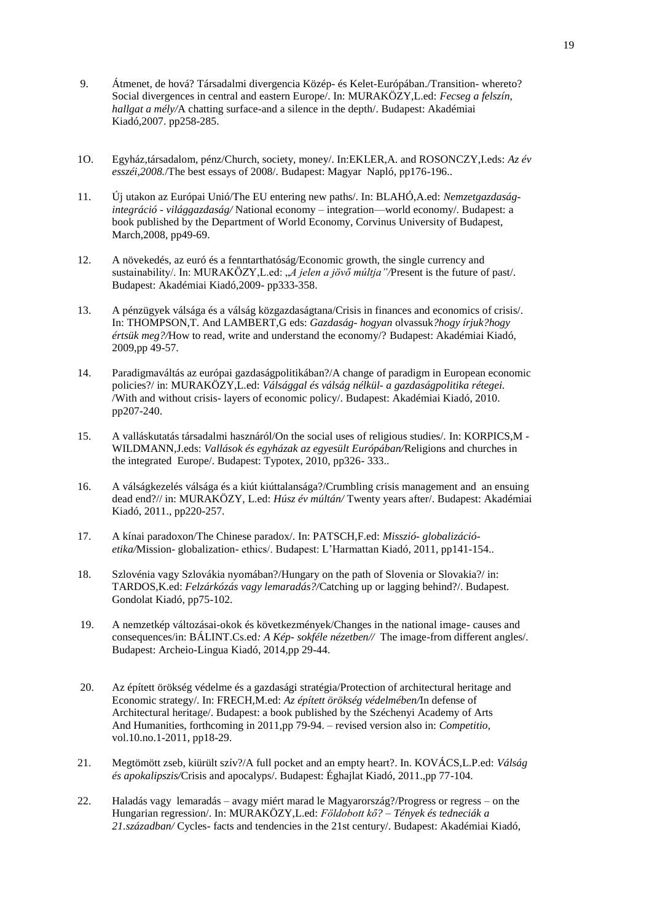9. Átmenet, de hová? Társadalmi divergencia Közép- és Kelet-Európában./Transition- whereto? Social divergences in central and eastern Europe/. In: MURAKÖZY,L.ed: *Fecseg a felszín, hallgat a mély/*A chatting surface-and a silence in the depth/. Budapest: Akadémiai Kiadó,2007. pp258-285.

1O. Egyház,társadalom, pénz/Church, society, money/. In:EKLER,A. and ROSONCZY,I.eds: *Az év esszéi,2008.*/The best essays of 2008/. Budapest: Magyar Napló, pp176-196..

11. Új utakon az Európai Unió/The EU entering new paths/. In: BLAHÓ,A.ed: *Nemzetgazdaság-integráció - világgazdaság/* National economy – integration—world economy/. Budapest: a book published by the Department of World Economy, Corvinus University of Budapest, March,2008, pp49-69.

12. A növekedés, az euró és a fenntarthatóság/Economic growth, the single currency and sustainability/. In: MURAKÖZY,L.ed: *„A jelen a jövő múltja"/*Present is the future of past/. Budapest: Akadémiai Kiadó,2009- pp333-358.

13. A pénzügyek válsága és a válság közgazdaságtana/Crisis in finances and economics of crisis/. In: THOMPSON,T. And LAMBERT,G eds: *Gazdaság- hogyan* olvassuk*?hogy írjuk?hogy értsük meg?/*How to read, write and understand the economy/? Budapest: Akadémiai Kiadó, 2009,pp 49-57.

14. Paradigmaváltás az európai gazdaságpolitikában?/A change of paradigm in European economic policies?/ in: MURAKÖZY,L.ed: *Válsággal és válság nélkül- a gazdaságpolitika rétegei.* /With and without crisis- layers of economic policy/. Budapest: Akadémiai Kiadó, 2010. pp207-240.

15. A valláskutatás társadalmi hasznáról/On the social uses of religious studies/. In: KORPICS,M - WILDMANN,J.eds: *Vallások és egyházak az egyesült Európában/*Religions and churches in the integrated Europe/. Budapest: Typotex, 2010, pp326- 333..

16. A válságkezelés válsága és a kiút kiúttalansága?/Crumbling crisis management and an ensuing dead end?// in: MURAKÖZY, L.ed: *Húsz év múltán/* Twenty years after/. Budapest: Akadémiai Kiadó, 2011., pp220-257.

17. A kínai paradoxon/The Chinese paradox/. In: PATSCH,F.ed: *Misszió- globalizáció-etika/*Mission- globalization- ethics/. Budapest: L'Harmattan Kiadó, 2011, pp141-154..

18. Szlovénia vagy Szlovákia nyomában?/Hungary on the path of Slovenia or Slovakia?/ in: TARDOS,K.ed: *Felzárkózás vagy lemaradás?/*Catching up or lagging behind?/. Budapest. Gondolat Kiadó, pp75-102.

19. A nemzetkép változásai-okok és következmények/Changes in the national image- causes and consequences/in: BÁLINT.Cs.ed*: A Kép- sokféle nézetben//* The image-from different angles/. Budapest: Archeio-Lingua Kiadó, 2014,pp 29-44.

20. Az épített örökség védelme és a gazdasági stratégia/Protection of architectural heritage and Economic strategy/. In: FRECH,M.ed: *Az épített örökség védelmében/*In defense of Architectural heritage/. Budapest: a book published by the Széchenyi Academy of Arts And Humanities, forthcoming in 2011,pp 79-94. – revised version also in: *Competitio,* vol.10.no.1-2011, pp18-29.

21. Megtömött zseb, kiürült szív?/A full pocket and an empty heart?. In. KOVÁCS,L.P.ed: *Válság és apokalipszis/*Crisis and apocalyps/. Budapest: Éghajlat Kiadó, 2011.,pp 77-104.

22. Haladás vagy lemaradás – avagy miért marad le Magyarország?/Progress or regress – on the Hungarian regression/. In: MURAKÖZY,L.ed: *Földobott kő? – Tények és tedneciák a 21.században/* Cycles- facts and tendencies in the 21st century/. Budapest: Akadémiai Kiadó,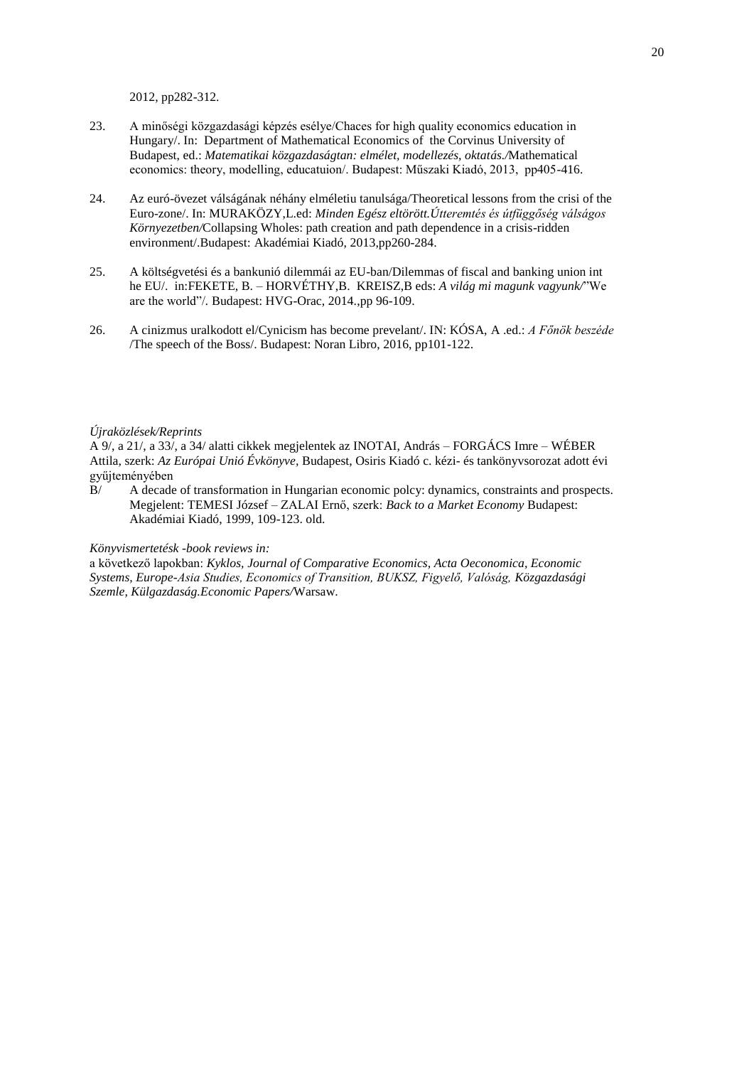2012, pp282-312.

23. A minőségi közgazdasági képzés esélye/Chaces for high quality economics education in Hungary/. In: Department of Mathematical Economics of the Corvinus University of Budapest, ed.: *Matematikai közgazdaságtan: elmélet, modellezés, oktatás./*Mathematical economics: theory, modelling, educatuion/. Budapest: Műszaki Kiadó, 2013, pp405-416.

24. Az euró-övezet válságának néhány elméletiu tanulsága/Theoretical lessons from the crisi of the Euro-zone/. In: MURAKÖZY,L.ed: *Minden Egész eltörött.Útteremtés és útfüggőség válságos Környezetben/*Collapsing Wholes: path creation and path dependence in a crisis-ridden environment/.Budapest: Akadémiai Kiadó, 2013,pp260-284.

25. A költségvetési és a bankunió dilemmái az EU-ban/Dilemmas of fiscal and banking union int he EU/. in:FEKETE, B. – HORVÉTHY,B. KREISZ,B eds: *A világ mi magunk vagyunk/*"We are the world"/. Budapest: HVG-Orac, 2014.,pp 96-109.

26. A cinizmus uralkodott el/Cynicism has become prevelant/. IN: KÓSA, A .ed.: *A Főnök beszéde* /The speech of the Boss/. Budapest: Noran Libro, 2016, pp101-122.

*Újraközlések/Reprints*

A 9/, a 21/, a 33/, a 34/ alatti cikkek megjelentek az INOTAI, András – FORGÁCS Imre – WÉBER Attila, szerk: *Az Európai Unió Évkönyve*, Budapest, Osiris Kiadó c. kézi- és tankönyvsorozat adott évi gyűjteményében

B/ A decade of transformation in Hungarian economic polcy: dynamics, constraints and prospects. Megjelent: TEMESI József – ZALAI Ernő, szerk: *Back to a Market Economy* Budapest: Akadémiai Kiadó, 1999, 109-123. old.

*Könyvismertetésk -book reviews in:*

a következő lapokban: *Kyklos, Journal of Comparative Economics, Acta Oeconomica, Economic Systems, Europe-Asia Studies, Economics of Transition, BUKSZ, Figyelő, Valóság, Közgazdasági Szemle, Külgazdaság.Economic Papers/*Warsaw.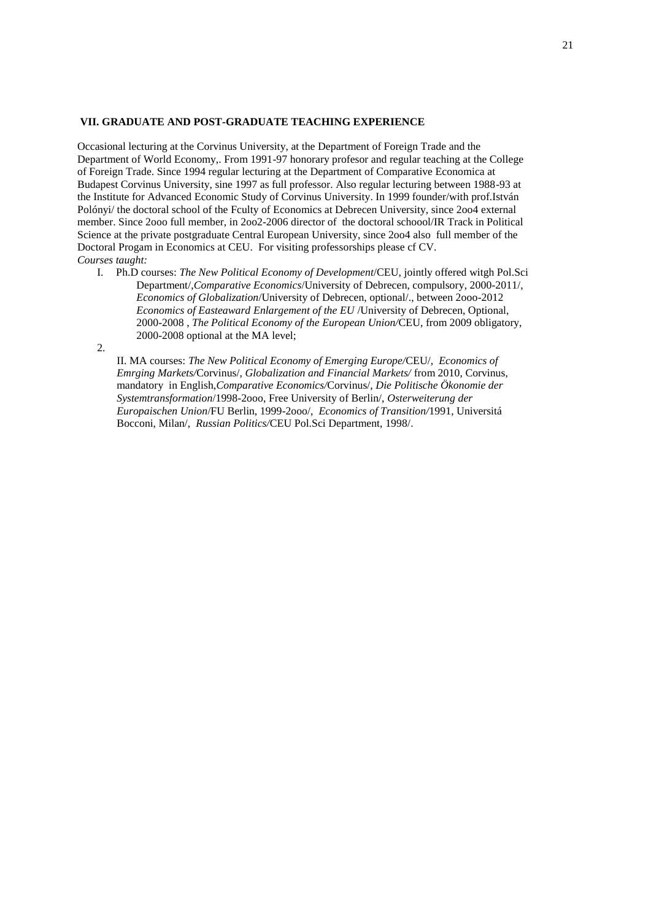### VII. GRADUATE AND POST-GRADUATE TEACHING EXPERIENCE

Occasional lecturing at the Corvinus University, at the Department of Foreign Trade and the Department of World Economy,. From 1991-97 honorary profesor and regular teaching at the College of Foreign Trade. Since 1994 regular lecturing at the Department of Comparative Economica at Budapest Corvinus University, sine 1997 as full professor. Also regular lecturing between 1988-93 at the Institute for Advanced Economic Study of Corvinus University. In 1999 founder/with prof.István Polónyi/ the doctoral school of the Fculty of Economics at Debrecen University, since 2oo4 external member. Since 2ooo full member, in 2oo2-2006 director of the doctoral schoool/IR Track in Political Science at the private postgraduate Central European University, since 2oo4 also full member of the Doctoral Progam in Economics at CEU. For visiting professorships please cf CV.

*Courses taught:*

I. Ph.D courses: *The New Political Economy of Development*/CEU, jointly offered witgh Pol.Sci Department/,*Comparative Economics*/University of Debrecen, compulsory, 2000-2011/, *Economics of Globalization*/University of Debrecen, optional/., between 2ooo-2012 *Economics of Easteaward Enlargement of the EU* /University of Debrecen, Optional, 2000-2008 , *The Political Economy of the European Union/*CEU, from 2009 obligatory, 2000-2008 optional at the MA level;

2.

II. MA courses: *The New Political Economy of Emerging Europe/*CEU/, *Economics of Emrging Markets/*Corvinus/, *Globalization and Financial Markets/* from 2010, Corvinus, mandatory in English,*Comparative Economics/*Corvinus/, *Die Politische Ökonomie der Systemtransformation*/1998-2ooo, Free University of Berlin/, *Osterweiterung der Europaischen Union*/FU Berlin, 1999-2ooo/, *Economics of Transition/*1991, Universitá Bocconi, Milan/, *Russian Politics/*CEU Pol.Sci Department, 1998/.